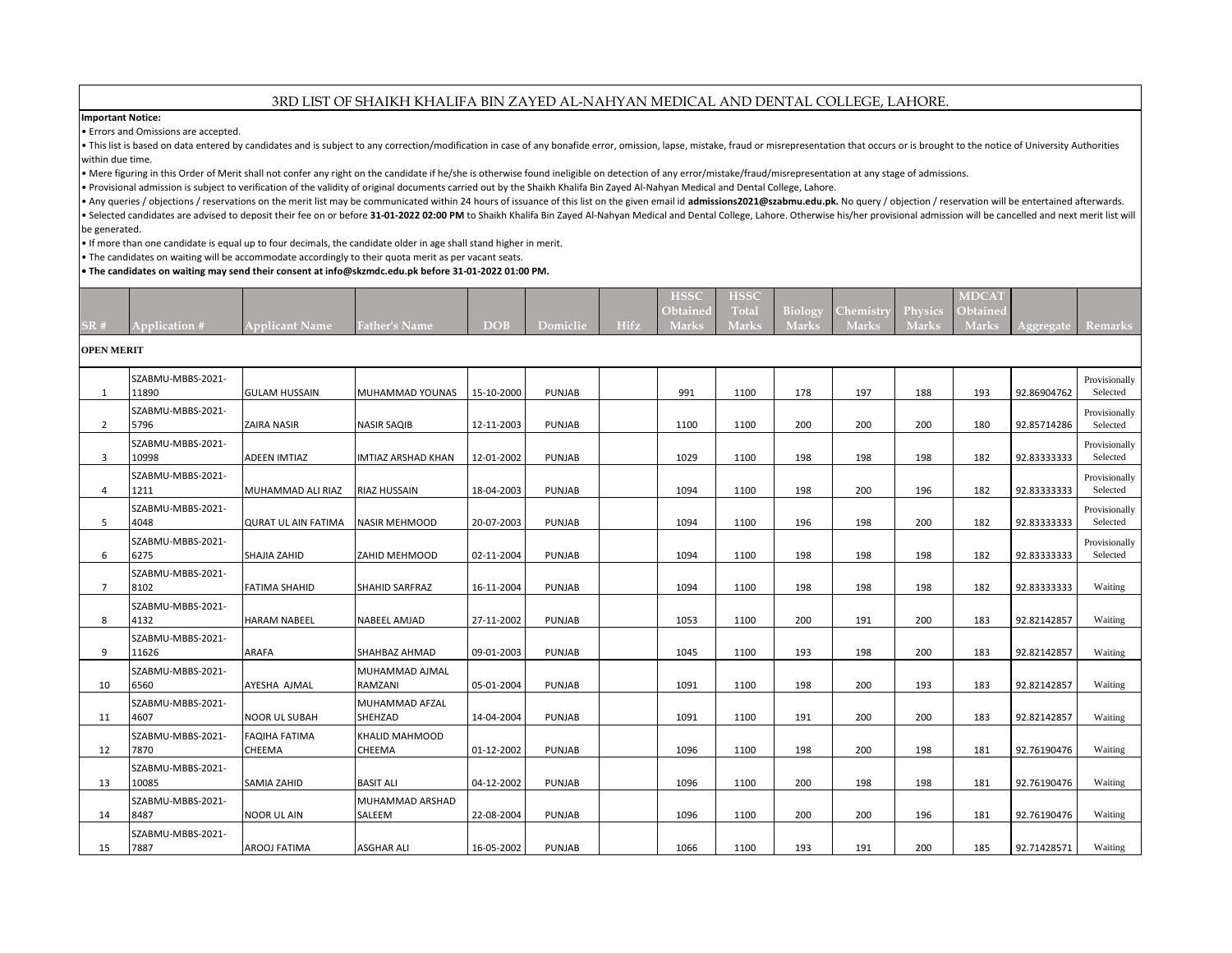# 3RD LIST OF SHAIKH KHALIFA BIN ZAYED AL-NAHYAN MEDICAL AND DENTAL COLLEGE, LAHORE.

**Important Notice:**

- Errors and Omissions are accepted.
- This list is based on data entered by candidates and is subject to any correction/modification in case of any bonafide error, omission, lapse, mistake, fraud or misrepresentation that occurs or is brought to the notice of University Authorities within due time.
- Mere figuring in this Order of Merit shall not confer any right on the candidate if he/she is otherwise found ineligible on detection of any error/mistake/fraud/misrepresentation at any stage of admissions.
- Provisional admission is subject to verification of the validity of original documents carried out by the Shaikh Khalifa Bin Zayed Al-Nahyan Medical and Dental College, Lahore.
- Any queries / objections / reservations on the merit list may be communicated within 24 hours of issuance of this list on the given email id **admissions2021@szabmu.edu.pk.** No query / objection / reservation will be entertained afterwards.
- Selected candidates are advised to deposit their fee on or before **31-01-2022 02:00 PM** to Shaikh Khalifa Bin Zayed Al-Nahyan Medical and Dental College, Lahore. Otherwise his/her provisional admission will be cancelled and next merit list will be generated.
- If more than one candidate is equal up to four decimals, the candidate older in age shall stand higher in merit.
- The candidates on waiting will be accommodate accordingly to their quota merit as per vacant seats.
- **The candidates on waiting may send their consent at info@skzmdc.edu.pk before 31-01-2022 01:00 PM.**

| SR # | Application # | Applicant Name | Father's Name | DOB | Domiclie | Hifz | HSSC Obtained Marks | HSSC Total Marks | Biology Marks | Chemistry Marks | Physics Marks | MDCAT Obtained Marks | Aggregate | Remarks |
|---|---|---|---|---|---|---|---|---|---|---|---|---|---|---|
| **OPEN MERIT** | | | | | | | | | | | | | | |
| 1 | SZABMU-MBBS-2021-11890 | GULAM HUSSAIN | MUHAMMAD YOUNAS | 15-10-2000 | PUNJAB | | 991 | 1100 | 178 | 197 | 188 | 193 | 92.86904762 | Provisionally Selected |
| 2 | SZABMU-MBBS-2021-5796 | ZAIRA NASIR | NASIR SAQIB | 12-11-2003 | PUNJAB | | 1100 | 1100 | 200 | 200 | 200 | 180 | 92.85714286 | Provisionally Selected |
| 3 | SZABMU-MBBS-2021-10998 | ADEEN IMTIAZ | IMTIAZ ARSHAD KHAN | 12-01-2002 | PUNJAB | | 1029 | 1100 | 198 | 198 | 198 | 182 | 92.83333333 | Provisionally Selected |
| 4 | SZABMU-MBBS-2021-1211 | MUHAMMAD ALI RIAZ | RIAZ HUSSAIN | 18-04-2003 | PUNJAB | | 1094 | 1100 | 198 | 200 | 196 | 182 | 92.83333333 | Provisionally Selected |
| 5 | SZABMU-MBBS-2021-4048 | QURAT UL AIN FATIMA | NASIR MEHMOOD | 20-07-2003 | PUNJAB | | 1094 | 1100 | 196 | 198 | 200 | 182 | 92.83333333 | Provisionally Selected |
| 6 | SZABMU-MBBS-2021-6275 | SHAJIA ZAHID | ZAHID MEHMOOD | 02-11-2004 | PUNJAB | | 1094 | 1100 | 198 | 198 | 198 | 182 | 92.83333333 | Provisionally Selected |
| 7 | SZABMU-MBBS-2021-8102 | FATIMA SHAHID | SHAHID SARFRAZ | 16-11-2004 | PUNJAB | | 1094 | 1100 | 198 | 198 | 198 | 182 | 92.83333333 | Waiting |
| 8 | SZABMU-MBBS-2021-4132 | HARAM NABEEL | NABEEL AMJAD | 27-11-2002 | PUNJAB | | 1053 | 1100 | 200 | 191 | 200 | 183 | 92.82142857 | Waiting |
| 9 | SZABMU-MBBS-2021-11626 | ARAFA | SHAHBAZ AHMAD | 09-01-2003 | PUNJAB | | 1045 | 1100 | 193 | 198 | 200 | 183 | 92.82142857 | Waiting |
| 10 | SZABMU-MBBS-2021-6560 | AYESHA AJMAL | MUHAMMAD AJMAL RAMZANI | 05-01-2004 | PUNJAB | | 1091 | 1100 | 198 | 200 | 193 | 183 | 92.82142857 | Waiting |
| 11 | SZABMU-MBBS-2021-4607 | NOOR UL SUBAH | MUHAMMAD AFZAL SHEHZAD | 14-04-2004 | PUNJAB | | 1091 | 1100 | 191 | 200 | 200 | 183 | 92.82142857 | Waiting |
| 12 | SZABMU-MBBS-2021-7870 | FAQIHA FATIMA CHEEMA | KHALID MAHMOOD CHEEMA | 01-12-2002 | PUNJAB | | 1096 | 1100 | 198 | 200 | 198 | 181 | 92.76190476 | Waiting |
| 13 | SZABMU-MBBS-2021-10085 | SAMIA ZAHID | BASIT ALI | 04-12-2002 | PUNJAB | | 1096 | 1100 | 200 | 198 | 198 | 181 | 92.76190476 | Waiting |
| 14 | SZABMU-MBBS-2021-8487 | NOOR UL AIN | MUHAMMAD ARSHAD SALEEM | 22-08-2004 | PUNJAB | | 1096 | 1100 | 200 | 200 | 196 | 181 | 92.76190476 | Waiting |
| 15 | SZABMU-MBBS-2021-7887 | AROOJ FATIMA | ASGHAR ALI | 16-05-2002 | PUNJAB | | 1066 | 1100 | 193 | 191 | 200 | 185 | 92.71428571 | Waiting |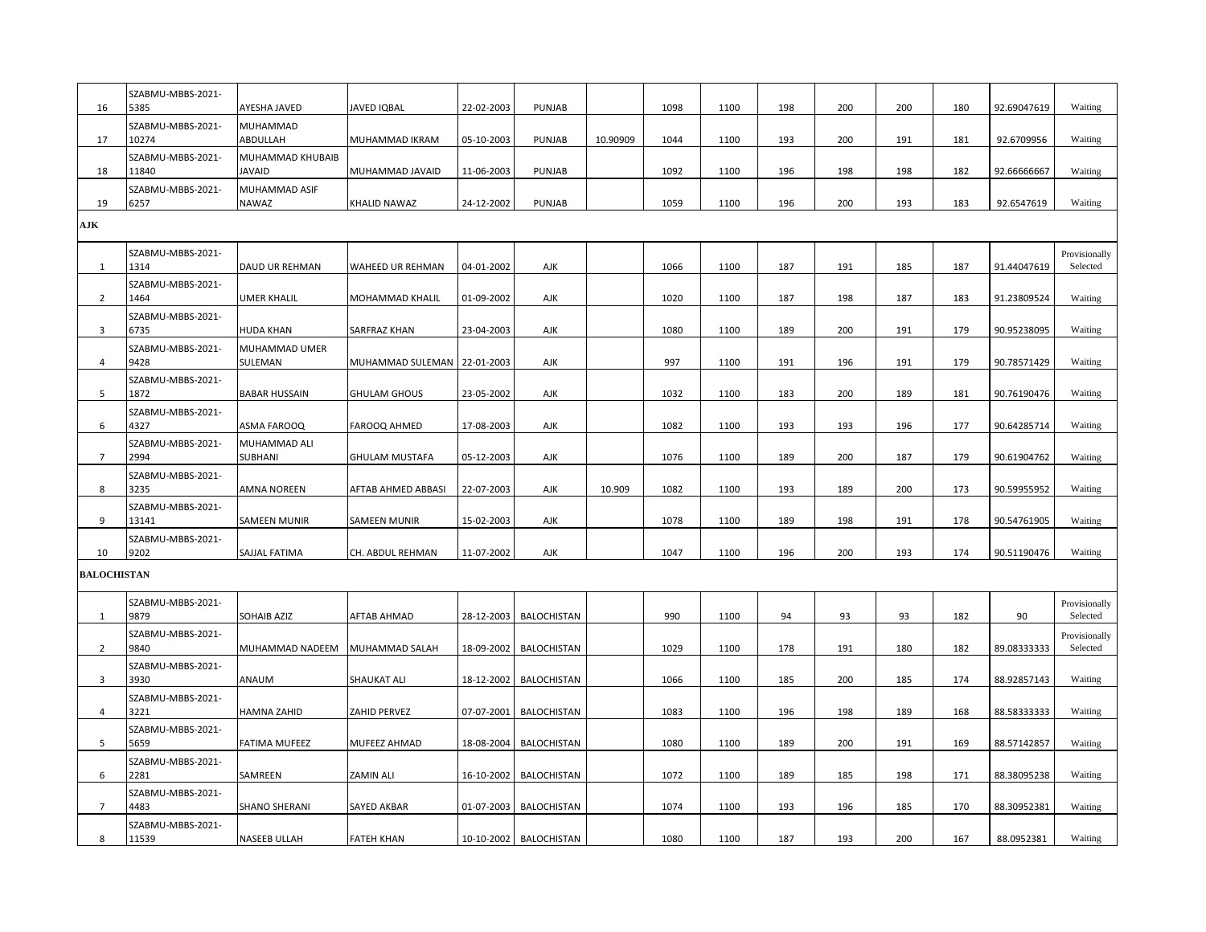| | | | | | | | | | | | | | | |
|---|---|---|---|---|---|---|---|---|---|---|---|---|---|---|
| 16 | SZABMU-MBBS-2021-5385 | AYESHA JAVED | JAVED IQBAL | 22-02-2003 | PUNJAB | | 1098 | 1100 | 198 | 200 | 200 | 180 | 92.69047619 | Waiting |
| 17 | SZABMU-MBBS-2021-10274 | MUHAMMAD ABDULLAH | MUHAMMAD IKRAM | 05-10-2003 | PUNJAB | 10.90909 | 1044 | 1100 | 193 | 200 | 191 | 181 | 92.6709956 | Waiting |
| 18 | SZABMU-MBBS-2021-11840 | MUHAMMAD KHUBAIB JAVAID | MUHAMMAD JAVAID | 11-06-2003 | PUNJAB | | 1092 | 1100 | 196 | 198 | 198 | 182 | 92.66666667 | Waiting |
| 19 | SZABMU-MBBS-2021-6257 | MUHAMMAD ASIF NAWAZ | KHALID NAWAZ | 24-12-2002 | PUNJAB | | 1059 | 1100 | 196 | 200 | 193 | 183 | 92.6547619 | Waiting |
| **AJK** | | | | | | | | | | | | | | |
| 1 | SZABMU-MBBS-2021-1314 | DAUD UR REHMAN | WAHEED UR REHMAN | 04-01-2002 | AJK | | 1066 | 1100 | 187 | 191 | 185 | 187 | 91.44047619 | Provisionally Selected |
| 2 | SZABMU-MBBS-2021-1464 | UMER KHALIL | MOHAMMAD KHALIL | 01-09-2002 | AJK | | 1020 | 1100 | 187 | 198 | 187 | 183 | 91.23809524 | Waiting |
| 3 | SZABMU-MBBS-2021-6735 | HUDA KHAN | SARFRAZ KHAN | 23-04-2003 | AJK | | 1080 | 1100 | 189 | 200 | 191 | 179 | 90.95238095 | Waiting |
| 4 | SZABMU-MBBS-2021-9428 | MUHAMMAD UMER SULEMAN | MUHAMMAD SULEMAN | 22-01-2003 | AJK | | 997 | 1100 | 191 | 196 | 191 | 179 | 90.78571429 | Waiting |
| 5 | SZABMU-MBBS-2021-1872 | BABAR HUSSAIN | GHULAM GHOUS | 23-05-2002 | AJK | | 1032 | 1100 | 183 | 200 | 189 | 181 | 90.76190476 | Waiting |
| 6 | SZABMU-MBBS-2021-4327 | ASMA FAROOQ | FAROOQ AHMED | 17-08-2003 | AJK | | 1082 | 1100 | 193 | 193 | 196 | 177 | 90.64285714 | Waiting |
| 7 | SZABMU-MBBS-2021-2994 | MUHAMMAD ALI SUBHANI | GHULAM MUSTAFA | 05-12-2003 | AJK | | 1076 | 1100 | 189 | 200 | 187 | 179 | 90.61904762 | Waiting |
| 8 | SZABMU-MBBS-2021-3235 | AMNA NOREEN | AFTAB AHMED ABBASI | 22-07-2003 | AJK | 10.909 | 1082 | 1100 | 193 | 189 | 200 | 173 | 90.59955952 | Waiting |
| 9 | SZABMU-MBBS-2021-13141 | SAMEEN MUNIR | SAMEEN MUNIR | 15-02-2003 | AJK | | 1078 | 1100 | 189 | 198 | 191 | 178 | 90.54761905 | Waiting |
| 10 | SZABMU-MBBS-2021-9202 | SAJJAL FATIMA | CH. ABDUL REHMAN | 11-07-2002 | AJK | | 1047 | 1100 | 196 | 200 | 193 | 174 | 90.51190476 | Waiting |
| **BALOCHISTAN** | | | | | | | | | | | | | | |
| 1 | SZABMU-MBBS-2021-9879 | SOHAIB AZIZ | AFTAB AHMAD | 28-12-2003 | BALOCHISTAN | | 990 | 1100 | 94 | 93 | 93 | 182 | 90 | Provisionally Selected |
| 2 | SZABMU-MBBS-2021-9840 | MUHAMMAD NADEEM | MUHAMMAD SALAH | 18-09-2002 | BALOCHISTAN | | 1029 | 1100 | 178 | 191 | 180 | 182 | 89.08333333 | Provisionally Selected |
| 3 | SZABMU-MBBS-2021-3930 | ANAUM | SHAUKAT ALI | 18-12-2002 | BALOCHISTAN | | 1066 | 1100 | 185 | 200 | 185 | 174 | 88.92857143 | Waiting |
| 4 | SZABMU-MBBS-2021-3221 | HAMNA ZAHID | ZAHID PERVEZ | 07-07-2001 | BALOCHISTAN | | 1083 | 1100 | 196 | 198 | 189 | 168 | 88.58333333 | Waiting |
| 5 | SZABMU-MBBS-2021-5659 | FATIMA MUFEEZ | MUFEEZ AHMAD | 18-08-2004 | BALOCHISTAN | | 1080 | 1100 | 189 | 200 | 191 | 169 | 88.57142857 | Waiting |
| 6 | SZABMU-MBBS-2021-2281 | SAMREEN | ZAMIN ALI | 16-10-2002 | BALOCHISTAN | | 1072 | 1100 | 189 | 185 | 198 | 171 | 88.38095238 | Waiting |
| 7 | SZABMU-MBBS-2021-4483 | SHANO SHERANI | SAYED AKBAR | 01-07-2003 | BALOCHISTAN | | 1074 | 1100 | 193 | 196 | 185 | 170 | 88.30952381 | Waiting |
| 8 | SZABMU-MBBS-2021-11539 | NASEEB ULLAH | FATEH KHAN | 10-10-2002 | BALOCHISTAN | | 1080 | 1100 | 187 | 193 | 200 | 167 | 88.0952381 | Waiting |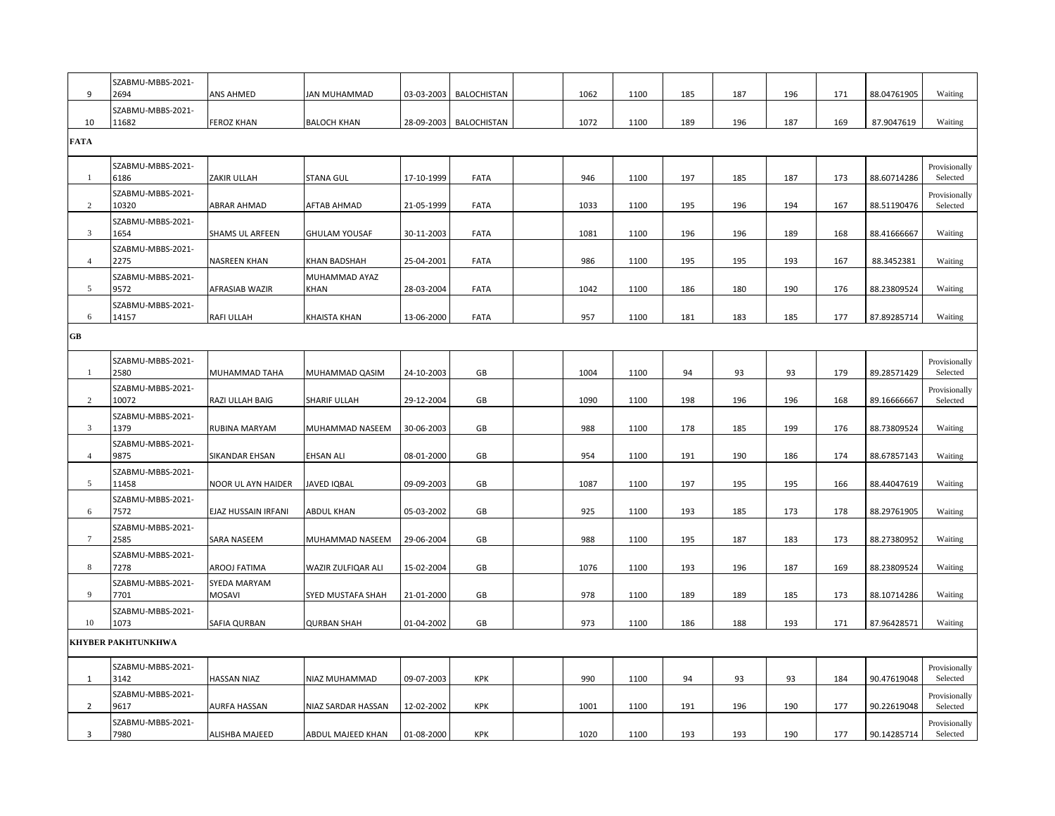| | | | | | | | | | | | | | | |
|---|---|---|---|---|---|---|---|---|---|---|---|---|---|---|
| 9 | SZABMU-MBBS-2021-2694 | ANS AHMED | JAN MUHAMMAD | 03-03-2003 | BALOCHISTAN | | 1062 | 1100 | 185 | 187 | 196 | 171 | 88.04761905 | Waiting |
| 10 | SZABMU-MBBS-2021-11682 | FEROZ KHAN | BALOCH KHAN | 28-09-2003 | BALOCHISTAN | | 1072 | 1100 | 189 | 196 | 187 | 169 | 87.9047619 | Waiting |
| **FATA** | | | | | | | | | | | | | | |
| 1 | SZABMU-MBBS-2021-6186 | ZAKIR ULLAH | STANA GUL | 17-10-1999 | FATA | | 946 | 1100 | 197 | 185 | 187 | 173 | 88.60714286 | Provisionally Selected |
| 2 | SZABMU-MBBS-2021-10320 | ABRAR AHMAD | AFTAB AHMAD | 21-05-1999 | FATA | | 1033 | 1100 | 195 | 196 | 194 | 167 | 88.51190476 | Provisionally Selected |
| 3 | SZABMU-MBBS-2021-1654 | SHAMS UL ARFEEN | GHULAM YOUSAF | 30-11-2003 | FATA | | 1081 | 1100 | 196 | 196 | 189 | 168 | 88.41666667 | Waiting |
| 4 | SZABMU-MBBS-2021-2275 | NASREEN KHAN | KHAN BADSHAH | 25-04-2001 | FATA | | 986 | 1100 | 195 | 195 | 193 | 167 | 88.3452381 | Waiting |
| 5 | SZABMU-MBBS-2021-9572 | AFRASIAB WAZIR | MUHAMMAD AYAZ KHAN | 28-03-2004 | FATA | | 1042 | 1100 | 186 | 180 | 190 | 176 | 88.23809524 | Waiting |
| 6 | SZABMU-MBBS-2021-14157 | RAFI ULLAH | KHAISTA KHAN | 13-06-2000 | FATA | | 957 | 1100 | 181 | 183 | 185 | 177 | 87.89285714 | Waiting |
| **GB** | | | | | | | | | | | | | | |
| 1 | SZABMU-MBBS-2021-2580 | MUHAMMAD TAHA | MUHAMMAD QASIM | 24-10-2003 | GB | | 1004 | 1100 | 94 | 93 | 93 | 179 | 89.28571429 | Provisionally Selected |
| 2 | SZABMU-MBBS-2021-10072 | RAZI ULLAH BAIG | SHARIF ULLAH | 29-12-2004 | GB | | 1090 | 1100 | 198 | 196 | 196 | 168 | 89.16666667 | Provisionally Selected |
| 3 | SZABMU-MBBS-2021-1379 | RUBINA MARYAM | MUHAMMAD NASEEM | 30-06-2003 | GB | | 988 | 1100 | 178 | 185 | 199 | 176 | 88.73809524 | Waiting |
| 4 | SZABMU-MBBS-2021-9875 | SIKANDAR EHSAN | EHSAN ALI | 08-01-2000 | GB | | 954 | 1100 | 191 | 190 | 186 | 174 | 88.67857143 | Waiting |
| 5 | SZABMU-MBBS-2021-11458 | NOOR UL AYN HAIDER | JAVED IQBAL | 09-09-2003 | GB | | 1087 | 1100 | 197 | 195 | 195 | 166 | 88.44047619 | Waiting |
| 6 | SZABMU-MBBS-2021-7572 | EJAZ HUSSAIN IRFANI | ABDUL KHAN | 05-03-2002 | GB | | 925 | 1100 | 193 | 185 | 173 | 178 | 88.29761905 | Waiting |
| 7 | SZABMU-MBBS-2021-2585 | SARA NASEEM | MUHAMMAD NASEEM | 29-06-2004 | GB | | 988 | 1100 | 195 | 187 | 183 | 173 | 88.27380952 | Waiting |
| 8 | SZABMU-MBBS-2021-7278 | AROOJ FATIMA | WAZIR ZULFIQAR ALI | 15-02-2004 | GB | | 1076 | 1100 | 193 | 196 | 187 | 169 | 88.23809524 | Waiting |
| 9 | SZABMU-MBBS-2021-7701 | SYEDA MARYAM MOSAVI | SYED MUSTAFA SHAH | 21-01-2000 | GB | | 978 | 1100 | 189 | 189 | 185 | 173 | 88.10714286 | Waiting |
| 10 | SZABMU-MBBS-2021-1073 | SAFIA QURBAN | QURBAN SHAH | 01-04-2002 | GB | | 973 | 1100 | 186 | 188 | 193 | 171 | 87.96428571 | Waiting |
| **KHYBER PAKHTUNKHWA** | | | | | | | | | | | | | | |
| 1 | SZABMU-MBBS-2021-3142 | HASSAN NIAZ | NIAZ MUHAMMAD | 09-07-2003 | KPK | | 990 | 1100 | 94 | 93 | 93 | 184 | 90.47619048 | Provisionally Selected |
| 2 | SZABMU-MBBS-2021-9617 | AURFA HASSAN | NIAZ SARDAR HASSAN | 12-02-2002 | KPK | | 1001 | 1100 | 191 | 196 | 190 | 177 | 90.22619048 | Provisionally Selected |
| 3 | SZABMU-MBBS-2021-7980 | ALISHBA MAJEED | ABDUL MAJEED KHAN | 01-08-2000 | KPK | | 1020 | 1100 | 193 | 193 | 190 | 177 | 90.14285714 | Provisionally Selected |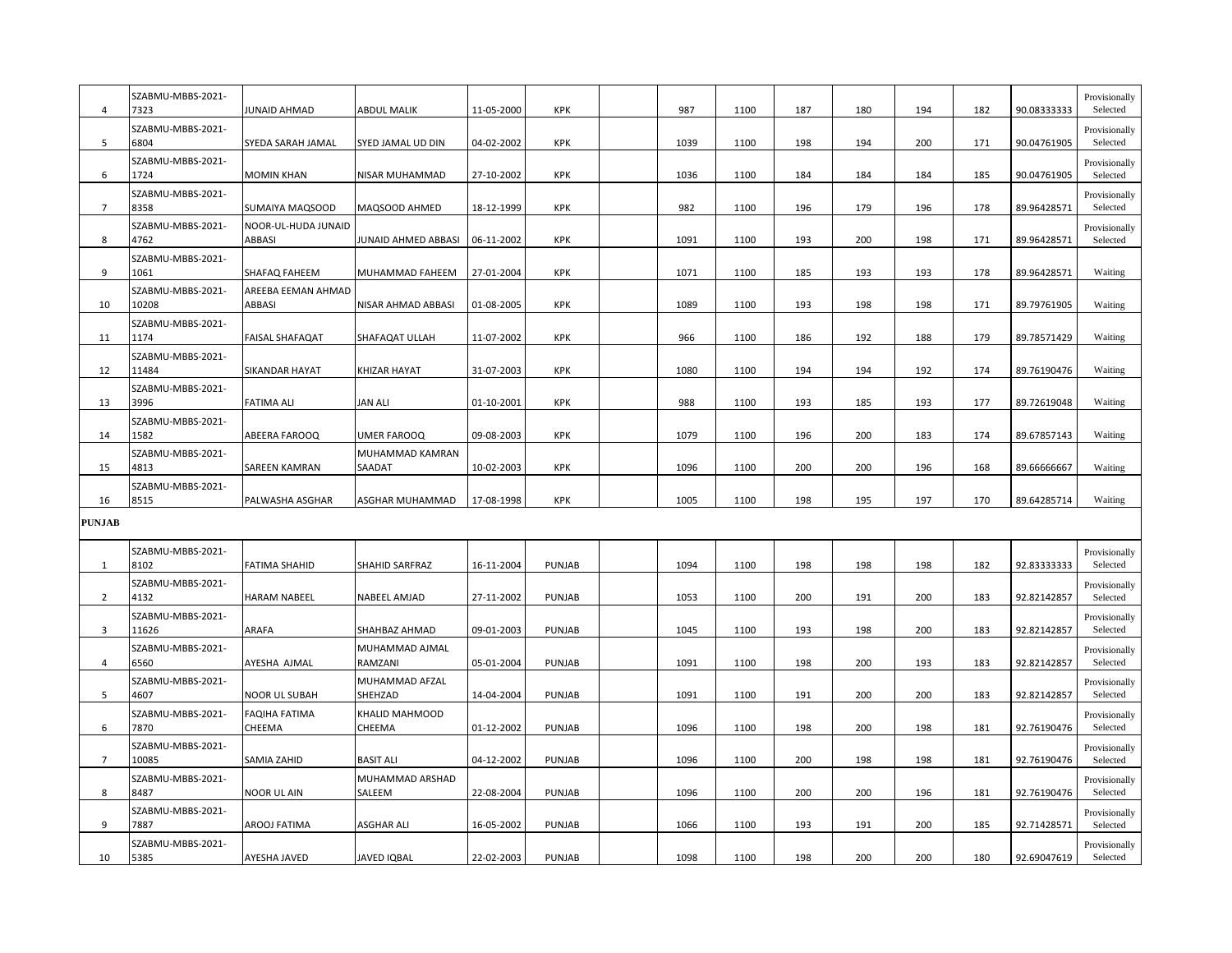| | | | | | | | | | | | | | | |
|---|---|---|---|---|---|---|---|---|---|---|---|---|---|---|
| 4 | SZABMU-MBBS-2021-7323 | JUNAID AHMAD | ABDUL MALIK | 11-05-2000 | KPK | | 987 | 1100 | 187 | 180 | 194 | 182 | 90.08333333 | Provisionally Selected |
| 5 | SZABMU-MBBS-2021-6804 | SYEDA SARAH JAMAL | SYED JAMAL UD DIN | 04-02-2002 | KPK | | 1039 | 1100 | 198 | 194 | 200 | 171 | 90.04761905 | Provisionally Selected |
| 6 | SZABMU-MBBS-2021-1724 | MOMIN KHAN | NISAR MUHAMMAD | 27-10-2002 | KPK | | 1036 | 1100 | 184 | 184 | 184 | 185 | 90.04761905 | Provisionally Selected |
| 7 | SZABMU-MBBS-2021-8358 | SUMAIYA MAQSOOD | MAQSOOD AHMED | 18-12-1999 | KPK | | 982 | 1100 | 196 | 179 | 196 | 178 | 89.96428571 | Provisionally Selected |
| 8 | SZABMU-MBBS-2021-4762 | NOOR-UL-HUDA JUNAID ABBASI | JUNAID AHMED ABBASI | 06-11-2002 | KPK | | 1091 | 1100 | 193 | 200 | 198 | 171 | 89.96428571 | Provisionally Selected |
| 9 | SZABMU-MBBS-2021-1061 | SHAFAQ FAHEEM | MUHAMMAD FAHEEM | 27-01-2004 | KPK | | 1071 | 1100 | 185 | 193 | 193 | 178 | 89.96428571 | Waiting |
| 10 | SZABMU-MBBS-2021-10208 | AREEBA EEMAN AHMAD ABBASI | NISAR AHMAD ABBASI | 01-08-2005 | KPK | | 1089 | 1100 | 193 | 198 | 198 | 171 | 89.79761905 | Waiting |
| 11 | SZABMU-MBBS-2021-1174 | FAISAL SHAFAQAT | SHAFAQAT ULLAH | 11-07-2002 | KPK | | 966 | 1100 | 186 | 192 | 188 | 179 | 89.78571429 | Waiting |
| 12 | SZABMU-MBBS-2021-11484 | SIKANDAR HAYAT | KHIZAR HAYAT | 31-07-2003 | KPK | | 1080 | 1100 | 194 | 194 | 192 | 174 | 89.76190476 | Waiting |
| 13 | SZABMU-MBBS-2021-3996 | FATIMA ALI | JAN ALI | 01-10-2001 | KPK | | 988 | 1100 | 193 | 185 | 193 | 177 | 89.72619048 | Waiting |
| 14 | SZABMU-MBBS-2021-1582 | ABEERA FAROOQ | UMER FAROOQ | 09-08-2003 | KPK | | 1079 | 1100 | 196 | 200 | 183 | 174 | 89.67857143 | Waiting |
| 15 | SZABMU-MBBS-2021-4813 | SAREEN KAMRAN | MUHAMMAD KAMRAN SAADAT | 10-02-2003 | KPK | | 1096 | 1100 | 200 | 200 | 196 | 168 | 89.66666667 | Waiting |
| 16 | SZABMU-MBBS-2021-8515 | PALWASHA ASGHAR | ASGHAR MUHAMMAD | 17-08-1998 | KPK | | 1005 | 1100 | 198 | 195 | 197 | 170 | 89.64285714 | Waiting |

**PUNJAB**

| | | | | | | | | | | | | | | |
|---|---|---|---|---|---|---|---|---|---|---|---|---|---|---|
| 1 | SZABMU-MBBS-2021-8102 | FATIMA SHAHID | SHAHID SARFRAZ | 16-11-2004 | PUNJAB | | 1094 | 1100 | 198 | 198 | 198 | 182 | 92.83333333 | Provisionally Selected |
| 2 | SZABMU-MBBS-2021-4132 | HARAM NABEEL | NABEEL AMJAD | 27-11-2002 | PUNJAB | | 1053 | 1100 | 200 | 191 | 200 | 183 | 92.82142857 | Provisionally Selected |
| 3 | SZABMU-MBBS-2021-11626 | ARAFA | SHAHBAZ AHMAD | 09-01-2003 | PUNJAB | | 1045 | 1100 | 193 | 198 | 200 | 183 | 92.82142857 | Provisionally Selected |
| 4 | SZABMU-MBBS-2021-6560 | AYESHA AJMAL | MUHAMMAD AJMAL RAMZANI | 05-01-2004 | PUNJAB | | 1091 | 1100 | 198 | 200 | 193 | 183 | 92.82142857 | Provisionally Selected |
| 5 | SZABMU-MBBS-2021-4607 | NOOR UL SUBAH | MUHAMMAD AFZAL SHEHZAD | 14-04-2004 | PUNJAB | | 1091 | 1100 | 191 | 200 | 200 | 183 | 92.82142857 | Provisionally Selected |
| 6 | SZABMU-MBBS-2021-7870 | FAQIHA FATIMA CHEEMA | KHALID MAHMOOD CHEEMA | 01-12-2002 | PUNJAB | | 1096 | 1100 | 198 | 200 | 198 | 181 | 92.76190476 | Provisionally Selected |
| 7 | SZABMU-MBBS-2021-10085 | SAMIA ZAHID | BASIT ALI | 04-12-2002 | PUNJAB | | 1096 | 1100 | 200 | 198 | 198 | 181 | 92.76190476 | Provisionally Selected |
| 8 | SZABMU-MBBS-2021-8487 | NOOR UL AIN | MUHAMMAD ARSHAD SALEEM | 22-08-2004 | PUNJAB | | 1096 | 1100 | 200 | 200 | 196 | 181 | 92.76190476 | Provisionally Selected |
| 9 | SZABMU-MBBS-2021-7887 | AROOJ FATIMA | ASGHAR ALI | 16-05-2002 | PUNJAB | | 1066 | 1100 | 193 | 191 | 200 | 185 | 92.71428571 | Provisionally Selected |
| 10 | SZABMU-MBBS-2021-5385 | AYESHA JAVED | JAVED IQBAL | 22-02-2003 | PUNJAB | | 1098 | 1100 | 198 | 200 | 200 | 180 | 92.69047619 | Provisionally Selected |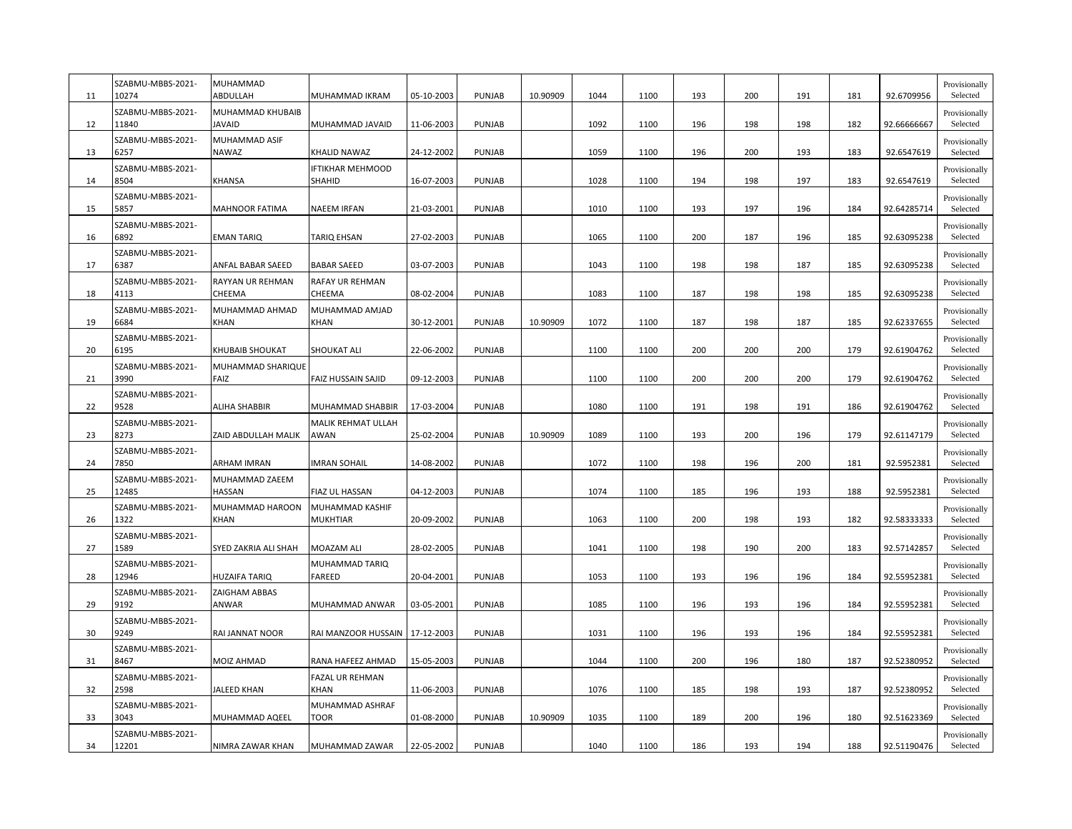| 11 | SZABMU-MBBS-2021-10274 | MUHAMMAD ABDULLAH | MUHAMMAD IKRAM | 05-10-2003 | PUNJAB | 10.90909 | 1044 | 1100 | 193 | 200 | 191 | 181 | 92.6709956 | Provisionally Selected |
|---|---|---|---|---|---|---|---|---|---|---|---|---|---|---|
| 12 | SZABMU-MBBS-2021-11840 | MUHAMMAD KHUBAIB JAVAID | MUHAMMAD JAVAID | 11-06-2003 | PUNJAB | | 1092 | 1100 | 196 | 198 | 198 | 182 | 92.66666667 | Provisionally Selected |
| 13 | SZABMU-MBBS-2021-6257 | MUHAMMAD ASIF NAWAZ | KHALID NAWAZ | 24-12-2002 | PUNJAB | | 1059 | 1100 | 196 | 200 | 193 | 183 | 92.6547619 | Provisionally Selected |
| 14 | SZABMU-MBBS-2021-8504 | KHANSA | IFTIKHAR MEHMOOD SHAHID | 16-07-2003 | PUNJAB | | 1028 | 1100 | 194 | 198 | 197 | 183 | 92.6547619 | Provisionally Selected |
| 15 | SZABMU-MBBS-2021-5857 | MAHNOOR FATIMA | NAEEM IRFAN | 21-03-2001 | PUNJAB | | 1010 | 1100 | 193 | 197 | 196 | 184 | 92.64285714 | Provisionally Selected |
| 16 | SZABMU-MBBS-2021-6892 | EMAN TARIQ | TARIQ EHSAN | 27-02-2003 | PUNJAB | | 1065 | 1100 | 200 | 187 | 196 | 185 | 92.63095238 | Provisionally Selected |
| 17 | SZABMU-MBBS-2021-6387 | ANFAL BABAR SAEED | BABAR SAEED | 03-07-2003 | PUNJAB | | 1043 | 1100 | 198 | 198 | 187 | 185 | 92.63095238 | Provisionally Selected |
| 18 | SZABMU-MBBS-2021-4113 | RAYYAN UR REHMAN CHEEMA | RAFAY UR REHMAN CHEEMA | 08-02-2004 | PUNJAB | | 1083 | 1100 | 187 | 198 | 198 | 185 | 92.63095238 | Provisionally Selected |
| 19 | SZABMU-MBBS-2021-6684 | MUHAMMAD AHMAD KHAN | MUHAMMAD AMJAD KHAN | 30-12-2001 | PUNJAB | 10.90909 | 1072 | 1100 | 187 | 198 | 187 | 185 | 92.62337655 | Provisionally Selected |
| 20 | SZABMU-MBBS-2021-6195 | KHUBAIB SHOUKAT | SHOUKAT ALI | 22-06-2002 | PUNJAB | | 1100 | 1100 | 200 | 200 | 200 | 179 | 92.61904762 | Provisionally Selected |
| 21 | SZABMU-MBBS-2021-3990 | MUHAMMAD SHARIQUE FAIZ | FAIZ HUSSAIN SAJID | 09-12-2003 | PUNJAB | | 1100 | 1100 | 200 | 200 | 200 | 179 | 92.61904762 | Provisionally Selected |
| 22 | SZABMU-MBBS-2021-9528 | ALIHA SHABBIR | MUHAMMAD SHABBIR | 17-03-2004 | PUNJAB | | 1080 | 1100 | 191 | 198 | 191 | 186 | 92.61904762 | Provisionally Selected |
| 23 | SZABMU-MBBS-2021-8273 | ZAID ABDULLAH MALIK | MALIK REHMAT ULLAH AWAN | 25-02-2004 | PUNJAB | 10.90909 | 1089 | 1100 | 193 | 200 | 196 | 179 | 92.61147179 | Provisionally Selected |
| 24 | SZABMU-MBBS-2021-7850 | ARHAM IMRAN | IMRAN SOHAIL | 14-08-2002 | PUNJAB | | 1072 | 1100 | 198 | 196 | 200 | 181 | 92.5952381 | Provisionally Selected |
| 25 | SZABMU-MBBS-2021-12485 | MUHAMMAD ZAEEM HASSAN | FIAZ UL HASSAN | 04-12-2003 | PUNJAB | | 1074 | 1100 | 185 | 196 | 193 | 188 | 92.5952381 | Provisionally Selected |
| 26 | SZABMU-MBBS-2021-1322 | MUHAMMAD HAROON KHAN | MUHAMMAD KASHIF MUKHTIAR | 20-09-2002 | PUNJAB | | 1063 | 1100 | 200 | 198 | 193 | 182 | 92.58333333 | Provisionally Selected |
| 27 | SZABMU-MBBS-2021-1589 | SYED ZAKRIA ALI SHAH | MOAZAM ALI | 28-02-2005 | PUNJAB | | 1041 | 1100 | 198 | 190 | 200 | 183 | 92.57142857 | Provisionally Selected |
| 28 | SZABMU-MBBS-2021-12946 | HUZAIFA TARIQ | MUHAMMAD TARIQ FAREED | 20-04-2001 | PUNJAB | | 1053 | 1100 | 193 | 196 | 196 | 184 | 92.55952381 | Provisionally Selected |
| 29 | SZABMU-MBBS-2021-9192 | ZAIGHAM ABBAS ANWAR | MUHAMMAD ANWAR | 03-05-2001 | PUNJAB | | 1085 | 1100 | 196 | 193 | 196 | 184 | 92.55952381 | Provisionally Selected |
| 30 | SZABMU-MBBS-2021-9249 | RAI JANNAT NOOR | RAI MANZOOR HUSSAIN | 17-12-2003 | PUNJAB | | 1031 | 1100 | 196 | 193 | 196 | 184 | 92.55952381 | Provisionally Selected |
| 31 | SZABMU-MBBS-2021-8467 | MOIZ AHMAD | RANA HAFEEZ AHMAD | 15-05-2003 | PUNJAB | | 1044 | 1100 | 200 | 196 | 180 | 187 | 92.52380952 | Provisionally Selected |
| 32 | SZABMU-MBBS-2021-2598 | JALEED KHAN | FAZAL UR REHMAN KHAN | 11-06-2003 | PUNJAB | | 1076 | 1100 | 185 | 198 | 193 | 187 | 92.52380952 | Provisionally Selected |
| 33 | SZABMU-MBBS-2021-3043 | MUHAMMAD AQEEL | MUHAMMAD ASHRAF TOOR | 01-08-2000 | PUNJAB | 10.90909 | 1035 | 1100 | 189 | 200 | 196 | 180 | 92.51623369 | Provisionally Selected |
| 34 | SZABMU-MBBS-2021-12201 | NIMRA ZAWAR KHAN | MUHAMMAD ZAWAR | 22-05-2002 | PUNJAB | | 1040 | 1100 | 186 | 193 | 194 | 188 | 92.51190476 | Provisionally Selected |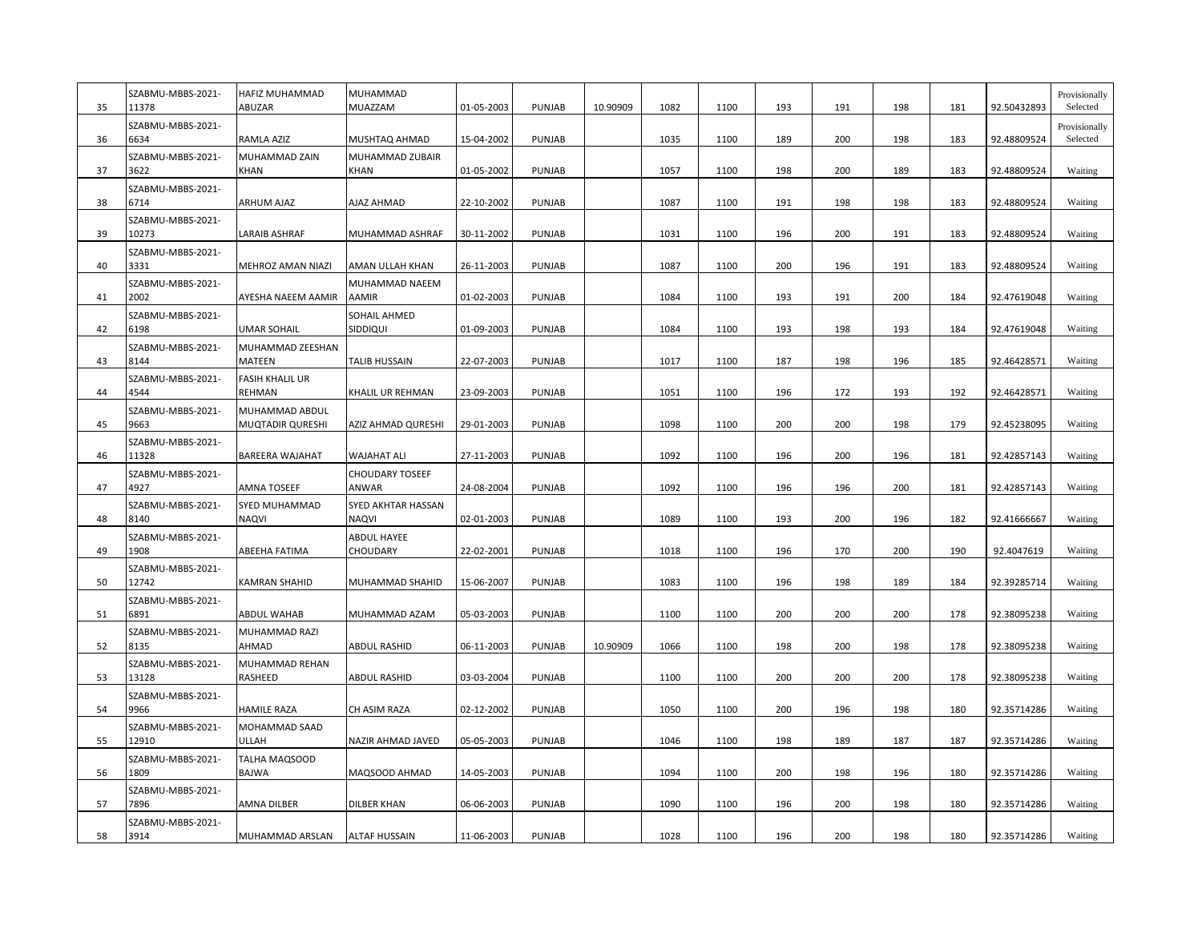| | | | | | | | | | | | | | | |
|---|---|---|---|---|---|---|---|---|---|---|---|---|---|---|
| 35 | SZABMU-MBBS-2021-11378 | HAFIZ MUHAMMAD ABUZAR | MUHAMMAD MUAZZAM | 01-05-2003 | PUNJAB | 10.90909 | 1082 | 1100 | 193 | 191 | 198 | 181 | 92.50432893 | Provisionally Selected |
| 36 | SZABMU-MBBS-2021-6634 | RAMLA AZIZ | MUSHTAQ AHMAD | 15-04-2002 | PUNJAB | | 1035 | 1100 | 189 | 200 | 198 | 183 | 92.48809524 | Provisionally Selected |
| 37 | SZABMU-MBBS-2021-3622 | MUHAMMAD ZAIN KHAN | MUHAMMAD ZUBAIR KHAN | 01-05-2002 | PUNJAB | | 1057 | 1100 | 198 | 200 | 189 | 183 | 92.48809524 | Waiting |
| 38 | SZABMU-MBBS-2021-6714 | ARHUM AJAZ | AJAZ AHMAD | 22-10-2002 | PUNJAB | | 1087 | 1100 | 191 | 198 | 198 | 183 | 92.48809524 | Waiting |
| 39 | SZABMU-MBBS-2021-10273 | LARAIB ASHRAF | MUHAMMAD ASHRAF | 30-11-2002 | PUNJAB | | 1031 | 1100 | 196 | 200 | 191 | 183 | 92.48809524 | Waiting |
| 40 | SZABMU-MBBS-2021-3331 | MEHROZ AMAN NIAZI | AMAN ULLAH KHAN | 26-11-2003 | PUNJAB | | 1087 | 1100 | 200 | 196 | 191 | 183 | 92.48809524 | Waiting |
| 41 | SZABMU-MBBS-2021-2002 | AYESHA NAEEM AAMIR | MUHAMMAD NAEEM AAMIR | 01-02-2003 | PUNJAB | | 1084 | 1100 | 193 | 191 | 200 | 184 | 92.47619048 | Waiting |
| 42 | SZABMU-MBBS-2021-6198 | UMAR SOHAIL | SOHAIL AHMED SIDDIQUI | 01-09-2003 | PUNJAB | | 1084 | 1100 | 193 | 198 | 193 | 184 | 92.47619048 | Waiting |
| 43 | SZABMU-MBBS-2021-8144 | MUHAMMAD ZEESHAN MATEEN | TALIB HUSSAIN | 22-07-2003 | PUNJAB | | 1017 | 1100 | 187 | 198 | 196 | 185 | 92.46428571 | Waiting |
| 44 | SZABMU-MBBS-2021-4544 | FASIH KHALIL UR REHMAN | KHALIL UR REHMAN | 23-09-2003 | PUNJAB | | 1051 | 1100 | 196 | 172 | 193 | 192 | 92.46428571 | Waiting |
| 45 | SZABMU-MBBS-2021-9663 | MUHAMMAD ABDUL MUQTADIR QURESHI | AZIZ AHMAD QURESHI | 29-01-2003 | PUNJAB | | 1098 | 1100 | 200 | 200 | 198 | 179 | 92.45238095 | Waiting |
| 46 | SZABMU-MBBS-2021-11328 | BAREERA WAJAHAT | WAJAHAT ALI | 27-11-2003 | PUNJAB | | 1092 | 1100 | 196 | 200 | 196 | 181 | 92.42857143 | Waiting |
| 47 | SZABMU-MBBS-2021-4927 | AMNA TOSEEF | CHOUDARY TOSEEF ANWAR | 24-08-2004 | PUNJAB | | 1092 | 1100 | 196 | 196 | 200 | 181 | 92.42857143 | Waiting |
| 48 | SZABMU-MBBS-2021-8140 | SYED MUHAMMAD NAQVI | SYED AKHTAR HASSAN NAQVI | 02-01-2003 | PUNJAB | | 1089 | 1100 | 193 | 200 | 196 | 182 | 92.41666667 | Waiting |
| 49 | SZABMU-MBBS-2021-1908 | ABEEHA FATIMA | ABDUL HAYEE CHOUDARY | 22-02-2001 | PUNJAB | | 1018 | 1100 | 196 | 170 | 200 | 190 | 92.4047619 | Waiting |
| 50 | SZABMU-MBBS-2021-12742 | KAMRAN SHAHID | MUHAMMAD SHAHID | 15-06-2007 | PUNJAB | | 1083 | 1100 | 196 | 198 | 189 | 184 | 92.39285714 | Waiting |
| 51 | SZABMU-MBBS-2021-6891 | ABDUL WAHAB | MUHAMMAD AZAM | 05-03-2003 | PUNJAB | | 1100 | 1100 | 200 | 200 | 200 | 178 | 92.38095238 | Waiting |
| 52 | SZABMU-MBBS-2021-8135 | MUHAMMAD RAZI AHMAD | ABDUL RASHID | 06-11-2003 | PUNJAB | 10.90909 | 1066 | 1100 | 198 | 200 | 198 | 178 | 92.38095238 | Waiting |
| 53 | SZABMU-MBBS-2021-13128 | MUHAMMAD REHAN RASHEED | ABDUL RASHID | 03-03-2004 | PUNJAB | | 1100 | 1100 | 200 | 200 | 200 | 178 | 92.38095238 | Waiting |
| 54 | SZABMU-MBBS-2021-9966 | HAMILE RAZA | CH ASIM RAZA | 02-12-2002 | PUNJAB | | 1050 | 1100 | 200 | 196 | 198 | 180 | 92.35714286 | Waiting |
| 55 | SZABMU-MBBS-2021-12910 | MOHAMMAD SAAD ULLAH | NAZIR AHMAD JAVED | 05-05-2003 | PUNJAB | | 1046 | 1100 | 198 | 189 | 187 | 187 | 92.35714286 | Waiting |
| 56 | SZABMU-MBBS-2021-1809 | TALHA MAQSOOD BAJWA | MAQSOOD AHMAD | 14-05-2003 | PUNJAB | | 1094 | 1100 | 200 | 198 | 196 | 180 | 92.35714286 | Waiting |
| 57 | SZABMU-MBBS-2021-7896 | AMNA DILBER | DILBER KHAN | 06-06-2003 | PUNJAB | | 1090 | 1100 | 196 | 200 | 198 | 180 | 92.35714286 | Waiting |
| 58 | SZABMU-MBBS-2021-3914 | MUHAMMAD ARSLAN | ALTAF HUSSAIN | 11-06-2003 | PUNJAB | | 1028 | 1100 | 196 | 200 | 198 | 180 | 92.35714286 | Waiting |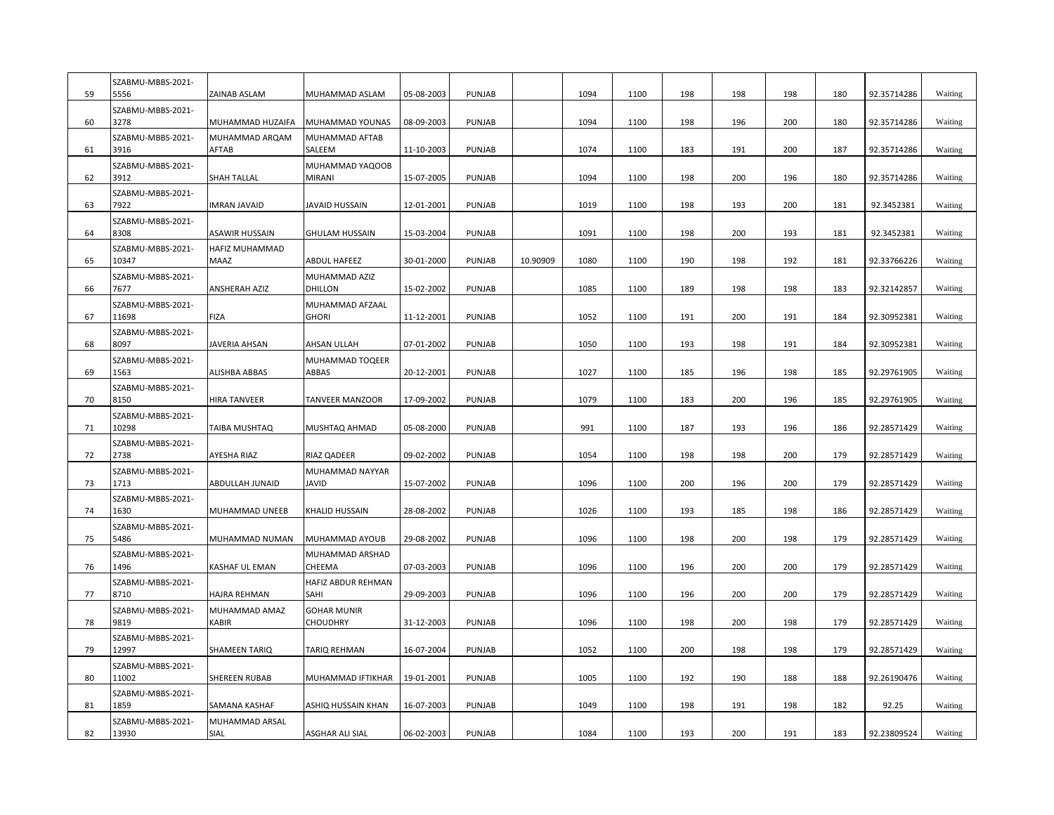| 59 | SZABMU-MBBS-2021-5556 | ZAINAB ASLAM | MUHAMMAD ASLAM | 05-08-2003 | PUNJAB | | 1094 | 1100 | 198 | 198 | 198 | 180 | 92.35714286 | Waiting |
|---|---|---|---|---|---|---|---|---|---|---|---|---|---|---|
| 60 | SZABMU-MBBS-2021-3278 | MUHAMMAD HUZAIFA | MUHAMMAD YOUNAS | 08-09-2003 | PUNJAB | | 1094 | 1100 | 198 | 196 | 200 | 180 | 92.35714286 | Waiting |
| 61 | SZABMU-MBBS-2021-3916 | MUHAMMAD ARQAM AFTAB | MUHAMMAD AFTAB SALEEM | 11-10-2003 | PUNJAB | | 1074 | 1100 | 183 | 191 | 200 | 187 | 92.35714286 | Waiting |
| 62 | SZABMU-MBBS-2021-3912 | SHAH TALLAL | MUHAMMAD YAQOOB MIRANI | 15-07-2005 | PUNJAB | | 1094 | 1100 | 198 | 200 | 196 | 180 | 92.35714286 | Waiting |
| 63 | SZABMU-MBBS-2021-7922 | IMRAN JAVAID | JAVAID HUSSAIN | 12-01-2001 | PUNJAB | | 1019 | 1100 | 198 | 193 | 200 | 181 | 92.3452381 | Waiting |
| 64 | SZABMU-MBBS-2021-8308 | ASAWIR HUSSAIN | GHULAM HUSSAIN | 15-03-2004 | PUNJAB | | 1091 | 1100 | 198 | 200 | 193 | 181 | 92.3452381 | Waiting |
| 65 | SZABMU-MBBS-2021-10347 | HAFIZ MUHAMMAD MAAZ | ABDUL HAFEEZ | 30-01-2000 | PUNJAB | 10.90909 | 1080 | 1100 | 190 | 198 | 192 | 181 | 92.33766226 | Waiting |
| 66 | SZABMU-MBBS-2021-7677 | ANSHERAH AZIZ | MUHAMMAD AZIZ DHILLON | 15-02-2002 | PUNJAB | | 1085 | 1100 | 189 | 198 | 198 | 183 | 92.32142857 | Waiting |
| 67 | SZABMU-MBBS-2021-11698 | FIZA | MUHAMMAD AFZAAL GHORI | 11-12-2001 | PUNJAB | | 1052 | 1100 | 191 | 200 | 191 | 184 | 92.30952381 | Waiting |
| 68 | SZABMU-MBBS-2021-8097 | JAVERIA AHSAN | AHSAN ULLAH | 07-01-2002 | PUNJAB | | 1050 | 1100 | 193 | 198 | 191 | 184 | 92.30952381 | Waiting |
| 69 | SZABMU-MBBS-2021-1563 | ALISHBA ABBAS | MUHAMMAD TOQEER ABBAS | 20-12-2001 | PUNJAB | | 1027 | 1100 | 185 | 196 | 198 | 185 | 92.29761905 | Waiting |
| 70 | SZABMU-MBBS-2021-8150 | HIRA TANVEER | TANVEER MANZOOR | 17-09-2002 | PUNJAB | | 1079 | 1100 | 183 | 200 | 196 | 185 | 92.29761905 | Waiting |
| 71 | SZABMU-MBBS-2021-10298 | TAIBA MUSHTAQ | MUSHTAQ AHMAD | 05-08-2000 | PUNJAB | | 991 | 1100 | 187 | 193 | 196 | 186 | 92.28571429 | Waiting |
| 72 | SZABMU-MBBS-2021-2738 | AYESHA RIAZ | RIAZ QADEER | 09-02-2002 | PUNJAB | | 1054 | 1100 | 198 | 198 | 200 | 179 | 92.28571429 | Waiting |
| 73 | SZABMU-MBBS-2021-1713 | ABDULLAH JUNAID | MUHAMMAD NAYYAR JAVID | 15-07-2002 | PUNJAB | | 1096 | 1100 | 200 | 196 | 200 | 179 | 92.28571429 | Waiting |
| 74 | SZABMU-MBBS-2021-1630 | MUHAMMAD UNEEB | KHALID HUSSAIN | 28-08-2002 | PUNJAB | | 1026 | 1100 | 193 | 185 | 198 | 186 | 92.28571429 | Waiting |
| 75 | SZABMU-MBBS-2021-5486 | MUHAMMAD NUMAN | MUHAMMAD AYOUB | 29-08-2002 | PUNJAB | | 1096 | 1100 | 198 | 200 | 198 | 179 | 92.28571429 | Waiting |
| 76 | SZABMU-MBBS-2021-1496 | KASHAF UL EMAN | MUHAMMAD ARSHAD CHEEMA | 07-03-2003 | PUNJAB | | 1096 | 1100 | 196 | 200 | 200 | 179 | 92.28571429 | Waiting |
| 77 | SZABMU-MBBS-2021-8710 | HAJRA REHMAN | HAFIZ ABDUR REHMAN SAHI | 29-09-2003 | PUNJAB | | 1096 | 1100 | 196 | 200 | 200 | 179 | 92.28571429 | Waiting |
| 78 | SZABMU-MBBS-2021-9819 | MUHAMMAD AMAZ KABIR | GOHAR MUNIR CHOUDHRY | 31-12-2003 | PUNJAB | | 1096 | 1100 | 198 | 200 | 198 | 179 | 92.28571429 | Waiting |
| 79 | SZABMU-MBBS-2021-12997 | SHAMEEN TARIQ | TARIQ REHMAN | 16-07-2004 | PUNJAB | | 1052 | 1100 | 200 | 198 | 198 | 179 | 92.28571429 | Waiting |
| 80 | SZABMU-MBBS-2021-11002 | SHEREEN RUBAB | MUHAMMAD IFTIKHAR | 19-01-2001 | PUNJAB | | 1005 | 1100 | 192 | 190 | 188 | 188 | 92.26190476 | Waiting |
| 81 | SZABMU-MBBS-2021-1859 | SAMANA KASHAF | ASHIQ HUSSAIN KHAN | 16-07-2003 | PUNJAB | | 1049 | 1100 | 198 | 191 | 198 | 182 | 92.25 | Waiting |
| 82 | SZABMU-MBBS-2021-13930 | MUHAMMAD ARSAL SIAL | ASGHAR ALI SIAL | 06-02-2003 | PUNJAB | | 1084 | 1100 | 193 | 200 | 191 | 183 | 92.23809524 | Waiting |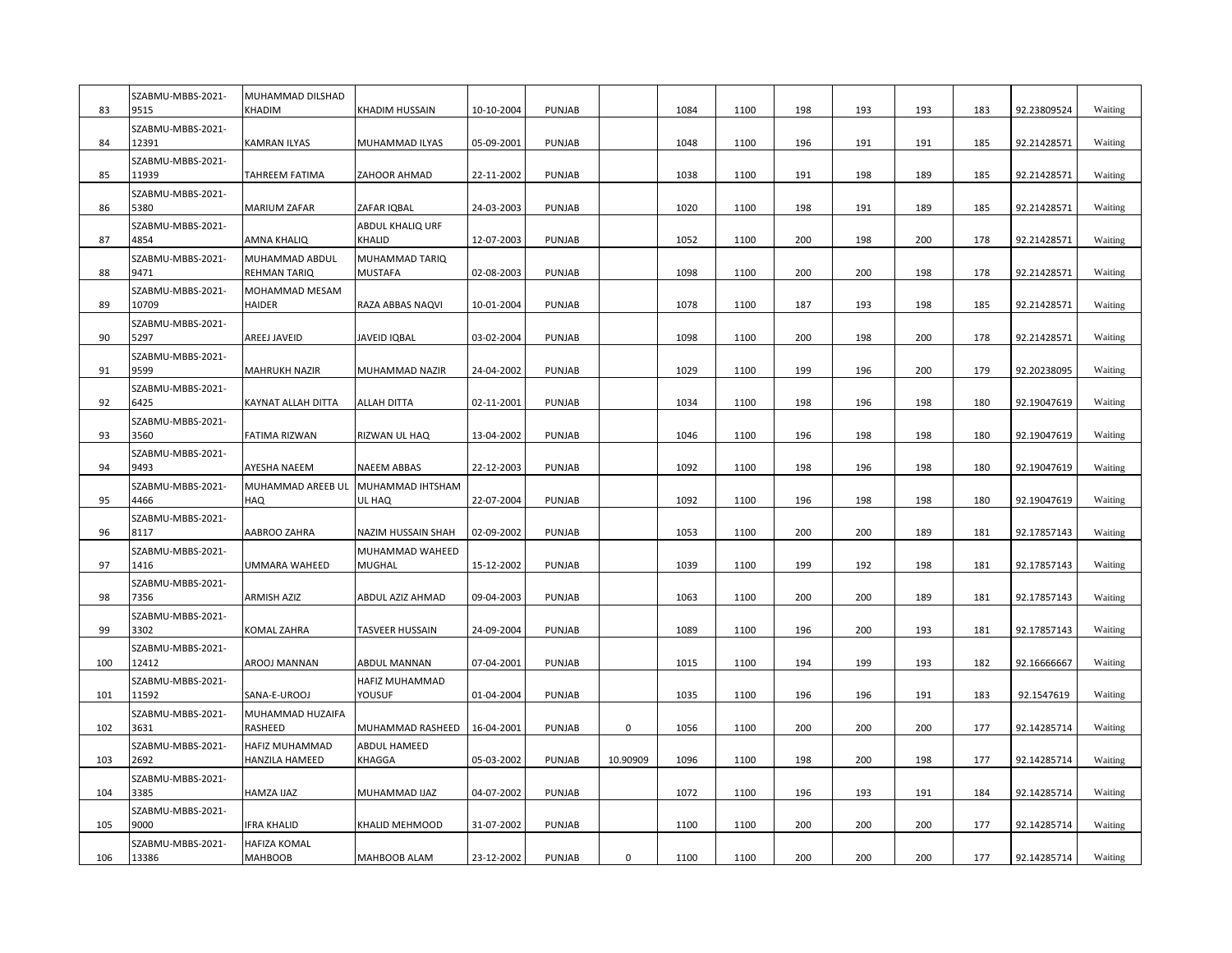| | | | | | | | | | | | | | | |
|---|---|---|---|---|---|---|---|---|---|---|---|---|---|---|
| 83 | SZABMU-MBBS-2021-9515 | MUHAMMAD DILSHAD KHADIM | KHADIM HUSSAIN | 10-10-2004 | PUNJAB | | 1084 | 1100 | 198 | 193 | 193 | 183 | 92.23809524 | Waiting |
| 84 | SZABMU-MBBS-2021-12391 | KAMRAN ILYAS | MUHAMMAD ILYAS | 05-09-2001 | PUNJAB | | 1048 | 1100 | 196 | 191 | 191 | 185 | 92.21428571 | Waiting |
| 85 | SZABMU-MBBS-2021-11939 | TAHREEM FATIMA | ZAHOOR AHMAD | 22-11-2002 | PUNJAB | | 1038 | 1100 | 191 | 198 | 189 | 185 | 92.21428571 | Waiting |
| 86 | SZABMU-MBBS-2021-5380 | MARIUM ZAFAR | ZAFAR IQBAL | 24-03-2003 | PUNJAB | | 1020 | 1100 | 198 | 191 | 189 | 185 | 92.21428571 | Waiting |
| 87 | SZABMU-MBBS-2021-4854 | AMNA KHALIQ | ABDUL KHALIQ URF KHALID | 12-07-2003 | PUNJAB | | 1052 | 1100 | 200 | 198 | 200 | 178 | 92.21428571 | Waiting |
| 88 | SZABMU-MBBS-2021-9471 | MUHAMMAD ABDUL REHMAN TARIQ | MUHAMMAD TARIQ MUSTAFA | 02-08-2003 | PUNJAB | | 1098 | 1100 | 200 | 200 | 198 | 178 | 92.21428571 | Waiting |
| 89 | SZABMU-MBBS-2021-10709 | MOHAMMAD MESAM HAIDER | RAZA ABBAS NAQVI | 10-01-2004 | PUNJAB | | 1078 | 1100 | 187 | 193 | 198 | 185 | 92.21428571 | Waiting |
| 90 | SZABMU-MBBS-2021-5297 | AREEJ JAVEID | JAVEID IQBAL | 03-02-2004 | PUNJAB | | 1098 | 1100 | 200 | 198 | 200 | 178 | 92.21428571 | Waiting |
| 91 | SZABMU-MBBS-2021-9599 | MAHRUKH NAZIR | MUHAMMAD NAZIR | 24-04-2002 | PUNJAB | | 1029 | 1100 | 199 | 196 | 200 | 179 | 92.20238095 | Waiting |
| 92 | SZABMU-MBBS-2021-6425 | KAYNAT ALLAH DITTA | ALLAH DITTA | 02-11-2001 | PUNJAB | | 1034 | 1100 | 198 | 196 | 198 | 180 | 92.19047619 | Waiting |
| 93 | SZABMU-MBBS-2021-3560 | FATIMA RIZWAN | RIZWAN UL HAQ | 13-04-2002 | PUNJAB | | 1046 | 1100 | 196 | 198 | 198 | 180 | 92.19047619 | Waiting |
| 94 | SZABMU-MBBS-2021-9493 | AYESHA NAEEM | NAEEM ABBAS | 22-12-2003 | PUNJAB | | 1092 | 1100 | 198 | 196 | 198 | 180 | 92.19047619 | Waiting |
| 95 | SZABMU-MBBS-2021-4466 | MUHAMMAD AREEB UL HAQ | MUHAMMAD IHTSHAM UL HAQ | 22-07-2004 | PUNJAB | | 1092 | 1100 | 196 | 198 | 198 | 180 | 92.19047619 | Waiting |
| 96 | SZABMU-MBBS-2021-8117 | AABROO ZAHRA | NAZIM HUSSAIN SHAH | 02-09-2002 | PUNJAB | | 1053 | 1100 | 200 | 200 | 189 | 181 | 92.17857143 | Waiting |
| 97 | SZABMU-MBBS-2021-1416 | UMMARA WAHEED | MUHAMMAD WAHEED MUGHAL | 15-12-2002 | PUNJAB | | 1039 | 1100 | 199 | 192 | 198 | 181 | 92.17857143 | Waiting |
| 98 | SZABMU-MBBS-2021-7356 | ARMISH AZIZ | ABDUL AZIZ AHMAD | 09-04-2003 | PUNJAB | | 1063 | 1100 | 200 | 200 | 189 | 181 | 92.17857143 | Waiting |
| 99 | SZABMU-MBBS-2021-3302 | KOMAL ZAHRA | TASVEER HUSSAIN | 24-09-2004 | PUNJAB | | 1089 | 1100 | 196 | 200 | 193 | 181 | 92.17857143 | Waiting |
| 100 | SZABMU-MBBS-2021-12412 | AROOJ MANNAN | ABDUL MANNAN | 07-04-2001 | PUNJAB | | 1015 | 1100 | 194 | 199 | 193 | 182 | 92.16666667 | Waiting |
| 101 | SZABMU-MBBS-2021-11592 | SANA-E-UROOJ | HAFIZ MUHAMMAD YOUSUF | 01-04-2004 | PUNJAB | | 1035 | 1100 | 196 | 196 | 191 | 183 | 92.1547619 | Waiting |
| 102 | SZABMU-MBBS-2021-3631 | MUHAMMAD HUZAIFA RASHEED | MUHAMMAD RASHEED | 16-04-2001 | PUNJAB | 0 | 1056 | 1100 | 200 | 200 | 200 | 177 | 92.14285714 | Waiting |
| 103 | SZABMU-MBBS-2021-2692 | HAFIZ MUHAMMAD HANZILA HAMEED | ABDUL HAMEED KHAGGA | 05-03-2002 | PUNJAB | 10.90909 | 1096 | 1100 | 198 | 200 | 198 | 177 | 92.14285714 | Waiting |
| 104 | SZABMU-MBBS-2021-3385 | HAMZA IJAZ | MUHAMMAD IJAZ | 04-07-2002 | PUNJAB | | 1072 | 1100 | 196 | 193 | 191 | 184 | 92.14285714 | Waiting |
| 105 | SZABMU-MBBS-2021-9000 | IFRA KHALID | KHALID MEHMOOD | 31-07-2002 | PUNJAB | | 1100 | 1100 | 200 | 200 | 200 | 177 | 92.14285714 | Waiting |
| 106 | SZABMU-MBBS-2021-13386 | HAFIZA KOMAL MAHBOOB | MAHBOOB ALAM | 23-12-2002 | PUNJAB | 0 | 1100 | 1100 | 200 | 200 | 200 | 177 | 92.14285714 | Waiting |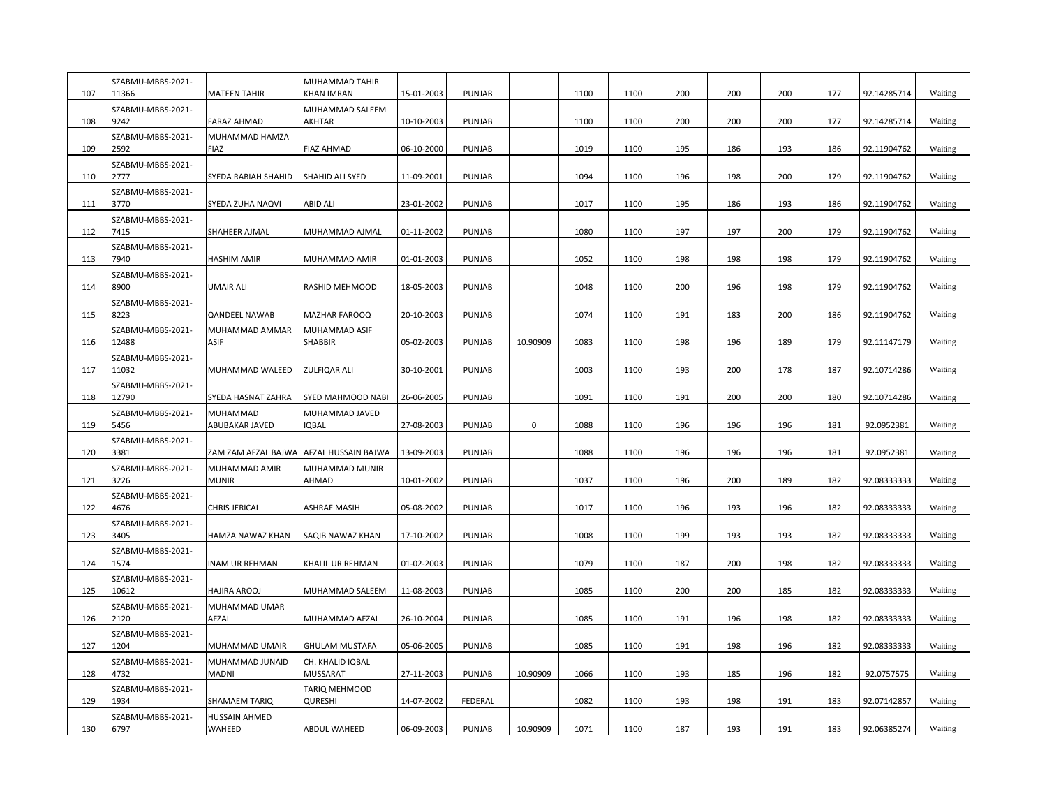| 107 | SZABMU-MBBS-2021-11366 | MATEEN TAHIR | MUHAMMAD TAHIR KHAN IMRAN | 15-01-2003 | PUNJAB | | 1100 | 1100 | 200 | 200 | 200 | 177 | 92.14285714 | Waiting |
|---|---|---|---|---|---|---|---|---|---|---|---|---|---|---|
| 108 | SZABMU-MBBS-2021-9242 | FARAZ AHMAD | MUHAMMAD SALEEM AKHTAR | 10-10-2003 | PUNJAB | | 1100 | 1100 | 200 | 200 | 200 | 177 | 92.14285714 | Waiting |
| 109 | SZABMU-MBBS-2021-2592 | MUHAMMAD HAMZA FIAZ | FIAZ AHMAD | 06-10-2000 | PUNJAB | | 1019 | 1100 | 195 | 186 | 193 | 186 | 92.11904762 | Waiting |
| 110 | SZABMU-MBBS-2021-2777 | SYEDA RABIAH SHAHID | SHAHID ALI SYED | 11-09-2001 | PUNJAB | | 1094 | 1100 | 196 | 198 | 200 | 179 | 92.11904762 | Waiting |
| 111 | SZABMU-MBBS-2021-3770 | SYEDA ZUHA NAQVI | ABID ALI | 23-01-2002 | PUNJAB | | 1017 | 1100 | 195 | 186 | 193 | 186 | 92.11904762 | Waiting |
| 112 | SZABMU-MBBS-2021-7415 | SHAHEER AJMAL | MUHAMMAD AJMAL | 01-11-2002 | PUNJAB | | 1080 | 1100 | 197 | 197 | 200 | 179 | 92.11904762 | Waiting |
| 113 | SZABMU-MBBS-2021-7940 | HASHIM AMIR | MUHAMMAD AMIR | 01-01-2003 | PUNJAB | | 1052 | 1100 | 198 | 198 | 198 | 179 | 92.11904762 | Waiting |
| 114 | SZABMU-MBBS-2021-8900 | UMAIR ALI | RASHID MEHMOOD | 18-05-2003 | PUNJAB | | 1048 | 1100 | 200 | 196 | 198 | 179 | 92.11904762 | Waiting |
| 115 | SZABMU-MBBS-2021-8223 | QANDEEL NAWAB | MAZHAR FAROOQ | 20-10-2003 | PUNJAB | | 1074 | 1100 | 191 | 183 | 200 | 186 | 92.11904762 | Waiting |
| 116 | SZABMU-MBBS-2021-12488 | MUHAMMAD AMMAR ASIF | MUHAMMAD ASIF SHABBIR | 05-02-2003 | PUNJAB | 10.90909 | 1083 | 1100 | 198 | 196 | 189 | 179 | 92.11147179 | Waiting |
| 117 | SZABMU-MBBS-2021-11032 | MUHAMMAD WALEED | ZULFIQAR ALI | 30-10-2001 | PUNJAB | | 1003 | 1100 | 193 | 200 | 178 | 187 | 92.10714286 | Waiting |
| 118 | SZABMU-MBBS-2021-12790 | SYEDA HASNAT ZAHRA | SYED MAHMOOD NABI | 26-06-2005 | PUNJAB | | 1091 | 1100 | 191 | 200 | 200 | 180 | 92.10714286 | Waiting |
| 119 | SZABMU-MBBS-2021-5456 | MUHAMMAD ABUBAKAR JAVED | MUHAMMAD JAVED IQBAL | 27-08-2003 | PUNJAB | 0 | 1088 | 1100 | 196 | 196 | 196 | 181 | 92.0952381 | Waiting |
| 120 | SZABMU-MBBS-2021-3381 | ZAM ZAM AFZAL BAJWA | AFZAL HUSSAIN BAJWA | 13-09-2003 | PUNJAB | | 1088 | 1100 | 196 | 196 | 196 | 181 | 92.0952381 | Waiting |
| 121 | SZABMU-MBBS-2021-3226 | MUHAMMAD AMIR MUNIR | MUHAMMAD MUNIR AHMAD | 10-01-2002 | PUNJAB | | 1037 | 1100 | 196 | 200 | 189 | 182 | 92.08333333 | Waiting |
| 122 | SZABMU-MBBS-2021-4676 | CHRIS JERICAL | ASHRAF MASIH | 05-08-2002 | PUNJAB | | 1017 | 1100 | 196 | 193 | 196 | 182 | 92.08333333 | Waiting |
| 123 | SZABMU-MBBS-2021-3405 | HAMZA NAWAZ KHAN | SAQIB NAWAZ KHAN | 17-10-2002 | PUNJAB | | 1008 | 1100 | 199 | 193 | 193 | 182 | 92.08333333 | Waiting |
| 124 | SZABMU-MBBS-2021-1574 | INAM UR REHMAN | KHALIL UR REHMAN | 01-02-2003 | PUNJAB | | 1079 | 1100 | 187 | 200 | 198 | 182 | 92.08333333 | Waiting |
| 125 | SZABMU-MBBS-2021-10612 | HAJIRA AROOJ | MUHAMMAD SALEEM | 11-08-2003 | PUNJAB | | 1085 | 1100 | 200 | 200 | 185 | 182 | 92.08333333 | Waiting |
| 126 | SZABMU-MBBS-2021-2120 | MUHAMMAD UMAR AFZAL | MUHAMMAD AFZAL | 26-10-2004 | PUNJAB | | 1085 | 1100 | 191 | 196 | 198 | 182 | 92.08333333 | Waiting |
| 127 | SZABMU-MBBS-2021-1204 | MUHAMMAD UMAIR | GHULAM MUSTAFA | 05-06-2005 | PUNJAB | | 1085 | 1100 | 191 | 198 | 196 | 182 | 92.08333333 | Waiting |
| 128 | SZABMU-MBBS-2021-4732 | MUHAMMAD JUNAID MADNI | CH. KHALID IQBAL MUSSARAT | 27-11-2003 | PUNJAB | 10.90909 | 1066 | 1100 | 193 | 185 | 196 | 182 | 92.0757575 | Waiting |
| 129 | SZABMU-MBBS-2021-1934 | SHAMAEM TARIQ | TARIQ MEHMOOD QURESHI | 14-07-2002 | FEDERAL | | 1082 | 1100 | 193 | 198 | 191 | 183 | 92.07142857 | Waiting |
| 130 | SZABMU-MBBS-2021-6797 | HUSSAIN AHMED WAHEED | ABDUL WAHEED | 06-09-2003 | PUNJAB | 10.90909 | 1071 | 1100 | 187 | 193 | 191 | 183 | 92.06385274 | Waiting |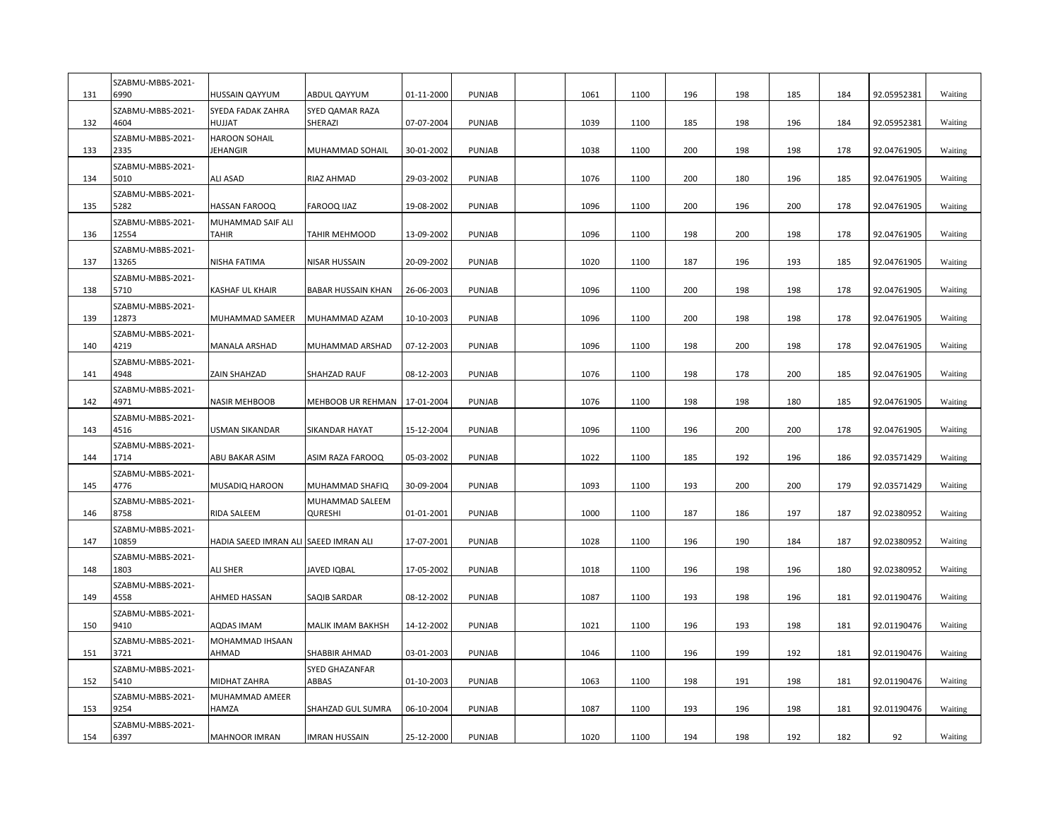| | | | | | | | | | | | | | | |
|---|---|---|---|---|---|---|---|---|---|---|---|---|---|---|
| 131 | SZABMU-MBBS-2021-6990 | HUSSAIN QAYYUM | ABDUL QAYYUM | 01-11-2000 | PUNJAB | | 1061 | 1100 | 196 | 198 | 185 | 184 | 92.05952381 | Waiting |
| 132 | SZABMU-MBBS-2021-4604 | SYEDA FADAK ZAHRA HUJJAT | SYED QAMAR RAZA SHERAZI | 07-07-2004 | PUNJAB | | 1039 | 1100 | 185 | 198 | 196 | 184 | 92.05952381 | Waiting |
| 133 | SZABMU-MBBS-2021-2335 | HAROON SOHAIL JEHANGIR | MUHAMMAD SOHAIL | 30-01-2002 | PUNJAB | | 1038 | 1100 | 200 | 198 | 198 | 178 | 92.04761905 | Waiting |
| 134 | SZABMU-MBBS-2021-5010 | ALI ASAD | RIAZ AHMAD | 29-03-2002 | PUNJAB | | 1076 | 1100 | 200 | 180 | 196 | 185 | 92.04761905 | Waiting |
| 135 | SZABMU-MBBS-2021-5282 | HASSAN FAROOQ | FAROOQ IJAZ | 19-08-2002 | PUNJAB | | 1096 | 1100 | 200 | 196 | 200 | 178 | 92.04761905 | Waiting |
| 136 | SZABMU-MBBS-2021-12554 | MUHAMMAD SAIF ALI TAHIR | TAHIR MEHMOOD | 13-09-2002 | PUNJAB | | 1096 | 1100 | 198 | 200 | 198 | 178 | 92.04761905 | Waiting |
| 137 | SZABMU-MBBS-2021-13265 | NISHA FATIMA | NISAR HUSSAIN | 20-09-2002 | PUNJAB | | 1020 | 1100 | 187 | 196 | 193 | 185 | 92.04761905 | Waiting |
| 138 | SZABMU-MBBS-2021-5710 | KASHAF UL KHAIR | BABAR HUSSAIN KHAN | 26-06-2003 | PUNJAB | | 1096 | 1100 | 200 | 198 | 198 | 178 | 92.04761905 | Waiting |
| 139 | SZABMU-MBBS-2021-12873 | MUHAMMAD SAMEER | MUHAMMAD AZAM | 10-10-2003 | PUNJAB | | 1096 | 1100 | 200 | 198 | 198 | 178 | 92.04761905 | Waiting |
| 140 | SZABMU-MBBS-2021-4219 | MANALA ARSHAD | MUHAMMAD ARSHAD | 07-12-2003 | PUNJAB | | 1096 | 1100 | 198 | 200 | 198 | 178 | 92.04761905 | Waiting |
| 141 | SZABMU-MBBS-2021-4948 | ZAIN SHAHZAD | SHAHZAD RAUF | 08-12-2003 | PUNJAB | | 1076 | 1100 | 198 | 178 | 200 | 185 | 92.04761905 | Waiting |
| 142 | SZABMU-MBBS-2021-4971 | NASIR MEHBOOB | MEHBOOB UR REHMAN | 17-01-2004 | PUNJAB | | 1076 | 1100 | 198 | 198 | 180 | 185 | 92.04761905 | Waiting |
| 143 | SZABMU-MBBS-2021-4516 | USMAN SIKANDAR | SIKANDAR HAYAT | 15-12-2004 | PUNJAB | | 1096 | 1100 | 196 | 200 | 200 | 178 | 92.04761905 | Waiting |
| 144 | SZABMU-MBBS-2021-1714 | ABU BAKAR ASIM | ASIM RAZA FAROOQ | 05-03-2002 | PUNJAB | | 1022 | 1100 | 185 | 192 | 196 | 186 | 92.03571429 | Waiting |
| 145 | SZABMU-MBBS-2021-4776 | MUSADIQ HAROON | MUHAMMAD SHAFIQ | 30-09-2004 | PUNJAB | | 1093 | 1100 | 193 | 200 | 200 | 179 | 92.03571429 | Waiting |
| 146 | SZABMU-MBBS-2021-8758 | RIDA SALEEM | MUHAMMAD SALEEM QURESHI | 01-01-2001 | PUNJAB | | 1000 | 1100 | 187 | 186 | 197 | 187 | 92.02380952 | Waiting |
| 147 | SZABMU-MBBS-2021-10859 | HADIA SAEED IMRAN ALI | SAEED IMRAN ALI | 17-07-2001 | PUNJAB | | 1028 | 1100 | 196 | 190 | 184 | 187 | 92.02380952 | Waiting |
| 148 | SZABMU-MBBS-2021-1803 | ALI SHER | JAVED IQBAL | 17-05-2002 | PUNJAB | | 1018 | 1100 | 196 | 198 | 196 | 180 | 92.02380952 | Waiting |
| 149 | SZABMU-MBBS-2021-4558 | AHMED HASSAN | SAQIB SARDAR | 08-12-2002 | PUNJAB | | 1087 | 1100 | 193 | 198 | 196 | 181 | 92.01190476 | Waiting |
| 150 | SZABMU-MBBS-2021-9410 | AQDAS IMAM | MALIK IMAM BAKHSH | 14-12-2002 | PUNJAB | | 1021 | 1100 | 196 | 193 | 198 | 181 | 92.01190476 | Waiting |
| 151 | SZABMU-MBBS-2021-3721 | MOHAMMAD IHSAAN AHMAD | SHABBIR AHMAD | 03-01-2003 | PUNJAB | | 1046 | 1100 | 196 | 199 | 192 | 181 | 92.01190476 | Waiting |
| 152 | SZABMU-MBBS-2021-5410 | MIDHAT ZAHRA | SYED GHAZANFAR ABBAS | 01-10-2003 | PUNJAB | | 1063 | 1100 | 198 | 191 | 198 | 181 | 92.01190476 | Waiting |
| 153 | SZABMU-MBBS-2021-9254 | MUHAMMAD AMEER HAMZA | SHAHZAD GUL SUMRA | 06-10-2004 | PUNJAB | | 1087 | 1100 | 193 | 196 | 198 | 181 | 92.01190476 | Waiting |
| 154 | SZABMU-MBBS-2021-6397 | MAHNOOR IMRAN | IMRAN HUSSAIN | 25-12-2000 | PUNJAB | | 1020 | 1100 | 194 | 198 | 192 | 182 | 92 | Waiting |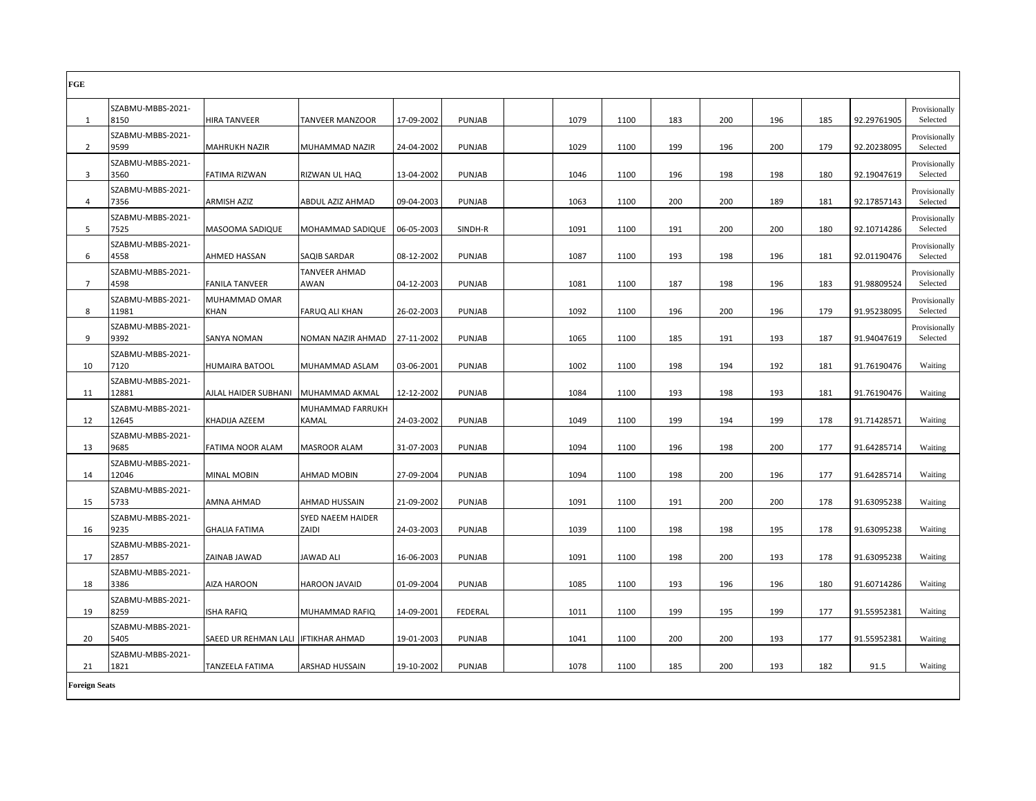**FGE**

| | | | | | | | | | | | | | | |
|---|---|---|---|---|---|---|---|---|---|---|---|---|---|---|
| 1 | SZABMU-MBBS-2021-8150 | HIRA TANVEER | TANVEER MANZOOR | 17-09-2002 | PUNJAB | | 1079 | 1100 | 183 | 200 | 196 | 185 | 92.29761905 | Provisionally Selected |
| 2 | SZABMU-MBBS-2021-9599 | MAHRUKH NAZIR | MUHAMMAD NAZIR | 24-04-2002 | PUNJAB | | 1029 | 1100 | 199 | 196 | 200 | 179 | 92.20238095 | Provisionally Selected |
| 3 | SZABMU-MBBS-2021-3560 | FATIMA RIZWAN | RIZWAN UL HAQ | 13-04-2002 | PUNJAB | | 1046 | 1100 | 196 | 198 | 198 | 180 | 92.19047619 | Provisionally Selected |
| 4 | SZABMU-MBBS-2021-7356 | ARMISH AZIZ | ABDUL AZIZ AHMAD | 09-04-2003 | PUNJAB | | 1063 | 1100 | 200 | 200 | 189 | 181 | 92.17857143 | Provisionally Selected |
| 5 | SZABMU-MBBS-2021-7525 | MASOOMA SADIQUE | MOHAMMAD SADIQUE | 06-05-2003 | SINDH-R | | 1091 | 1100 | 191 | 200 | 200 | 180 | 92.10714286 | Provisionally Selected |
| 6 | SZABMU-MBBS-2021-4558 | AHMED HASSAN | SAQIB SARDAR | 08-12-2002 | PUNJAB | | 1087 | 1100 | 193 | 198 | 196 | 181 | 92.01190476 | Provisionally Selected |
| 7 | SZABMU-MBBS-2021-4598 | FANILA TANVEER | TANVEER AHMAD AWAN | 04-12-2003 | PUNJAB | | 1081 | 1100 | 187 | 198 | 196 | 183 | 91.98809524 | Provisionally Selected |
| 8 | SZABMU-MBBS-2021-11981 | MUHAMMAD OMAR KHAN | FARUQ ALI KHAN | 26-02-2003 | PUNJAB | | 1092 | 1100 | 196 | 200 | 196 | 179 | 91.95238095 | Provisionally Selected |
| 9 | SZABMU-MBBS-2021-9392 | SANYA NOMAN | NOMAN NAZIR AHMAD | 27-11-2002 | PUNJAB | | 1065 | 1100 | 185 | 191 | 193 | 187 | 91.94047619 | Provisionally Selected |
| 10 | SZABMU-MBBS-2021-7120 | HUMAIRA BATOOL | MUHAMMAD ASLAM | 03-06-2001 | PUNJAB | | 1002 | 1100 | 198 | 194 | 192 | 181 | 91.76190476 | Waiting |
| 11 | SZABMU-MBBS-2021-12881 | AJLAL HAIDER SUBHANI | MUHAMMAD AKMAL | 12-12-2002 | PUNJAB | | 1084 | 1100 | 193 | 198 | 193 | 181 | 91.76190476 | Waiting |
| 12 | SZABMU-MBBS-2021-12645 | KHADIJA AZEEM | MUHAMMAD FARRUKH KAMAL | 24-03-2002 | PUNJAB | | 1049 | 1100 | 199 | 194 | 199 | 178 | 91.71428571 | Waiting |
| 13 | SZABMU-MBBS-2021-9685 | FATIMA NOOR ALAM | MASROOR ALAM | 31-07-2003 | PUNJAB | | 1094 | 1100 | 196 | 198 | 200 | 177 | 91.64285714 | Waiting |
| 14 | SZABMU-MBBS-2021-12046 | MINAL MOBIN | AHMAD MOBIN | 27-09-2004 | PUNJAB | | 1094 | 1100 | 198 | 200 | 196 | 177 | 91.64285714 | Waiting |
| 15 | SZABMU-MBBS-2021-5733 | AMNA AHMAD | AHMAD HUSSAIN | 21-09-2002 | PUNJAB | | 1091 | 1100 | 191 | 200 | 200 | 178 | 91.63095238 | Waiting |
| 16 | SZABMU-MBBS-2021-9235 | GHALIA FATIMA | SYED NAEEM HAIDER ZAIDI | 24-03-2003 | PUNJAB | | 1039 | 1100 | 198 | 198 | 195 | 178 | 91.63095238 | Waiting |
| 17 | SZABMU-MBBS-2021-2857 | ZAINAB JAWAD | JAWAD ALI | 16-06-2003 | PUNJAB | | 1091 | 1100 | 198 | 200 | 193 | 178 | 91.63095238 | Waiting |
| 18 | SZABMU-MBBS-2021-3386 | AIZA HAROON | HAROON JAVAID | 01-09-2004 | PUNJAB | | 1085 | 1100 | 193 | 196 | 196 | 180 | 91.60714286 | Waiting |
| 19 | SZABMU-MBBS-2021-8259 | ISHA RAFIQ | MUHAMMAD RAFIQ | 14-09-2001 | FEDERAL | | 1011 | 1100 | 199 | 195 | 199 | 177 | 91.55952381 | Waiting |
| 20 | SZABMU-MBBS-2021-5405 | SAEED UR REHMAN LALI | IFTIKHAR AHMAD | 19-01-2003 | PUNJAB | | 1041 | 1100 | 200 | 200 | 193 | 177 | 91.55952381 | Waiting |
| 21 | SZABMU-MBBS-2021-1821 | TANZEELA FATIMA | ARSHAD HUSSAIN | 19-10-2002 | PUNJAB | | 1078 | 1100 | 185 | 200 | 193 | 182 | 91.5 | Waiting |

**Foreign Seats**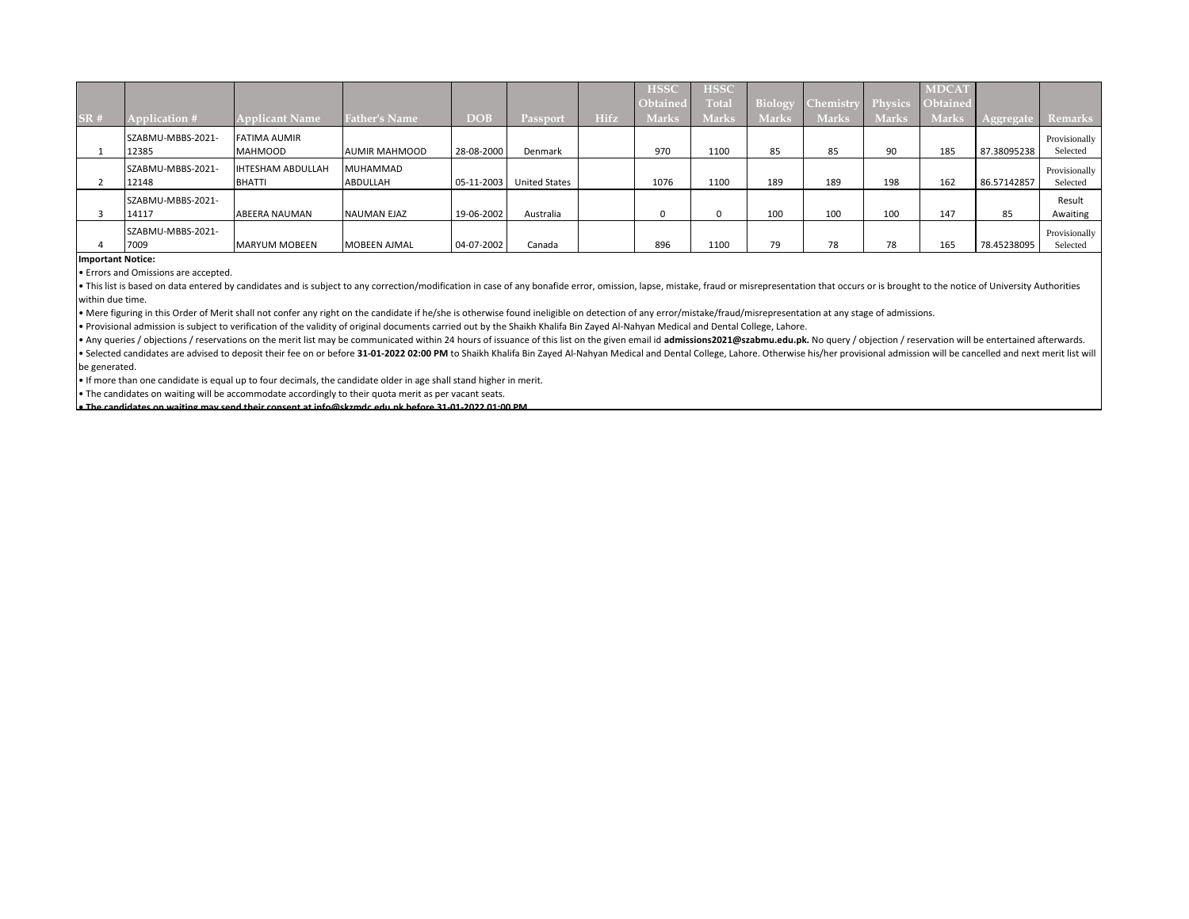| SR # | Application # | Applicant Name | Father's Name | DOB | Passport | Hifz | HSSC Obtained Marks | HSSC Total Marks | Biology Marks | Chemistry Marks | Physics Marks | MDCAT Obtained Marks | Aggregate | Remarks |
|---|---|---|---|---|---|---|---|---|---|---|---|---|---|---|
| 1 | SZABMU-MBBS-2021-12385 | FATIMA AUMIR MAHMOOD | AUMIR MAHMOOD | 28-08-2000 | Denmark | | 970 | 1100 | 85 | 85 | 90 | 185 | 87.38095238 | Provisionally Selected |
| 2 | SZABMU-MBBS-2021-12148 | IHTESHAM ABDULLAH BHATTI | MUHAMMAD ABDULLAH | 05-11-2003 | United States | | 1076 | 1100 | 189 | 189 | 198 | 162 | 86.57142857 | Provisionally Selected |
| 3 | SZABMU-MBBS-2021-14117 | ABEERA NAUMAN | NAUMAN EJAZ | 19-06-2002 | Australia | | 0 | 0 | 100 | 100 | 100 | 147 | 85 | Result Awaiting |
| 4 | SZABMU-MBBS-2021-7009 | MARYUM MOBEEN | MOBEEN AJMAL | 04-07-2002 | Canada | | 896 | 1100 | 79 | 78 | 78 | 165 | 78.45238095 | Provisionally Selected |

**Important Notice:**

- Errors and Omissions are accepted.
- This list is based on data entered by candidates and is subject to any correction/modification in case of any bonafide error, omission, lapse, mistake, fraud or misrepresentation that occurs or is brought to the notice of University Authorities within due time.
- Mere figuring in this Order of Merit shall not confer any right on the candidate if he/she is otherwise found ineligible on detection of any error/mistake/fraud/misrepresentation at any stage of admissions.
- Provisional admission is subject to verification of the validity of original documents carried out by the Shaikh Khalifa Bin Zayed Al-Nahyan Medical and Dental College, Lahore.
- Any queries / objections / reservations on the merit list may be communicated within 24 hours of issuance of this list on the given email id **admissions2021@szabmu.edu.pk.** No query / objection / reservation will be entertained afterwards.
- Selected candidates are advised to deposit their fee on or before **31-01-2022 02:00 PM** to Shaikh Khalifa Bin Zayed Al-Nahyan Medical and Dental College, Lahore. Otherwise his/her provisional admission will be cancelled and next merit list will be generated.
- If more than one candidate is equal up to four decimals, the candidate older in age shall stand higher in merit.
- The candidates on waiting will be accommodate accordingly to their quota merit as per vacant seats.
- **The candidates on waiting may send their consent at info@skzmdc.edu.pk before 31-01-2022 01:00 PM**